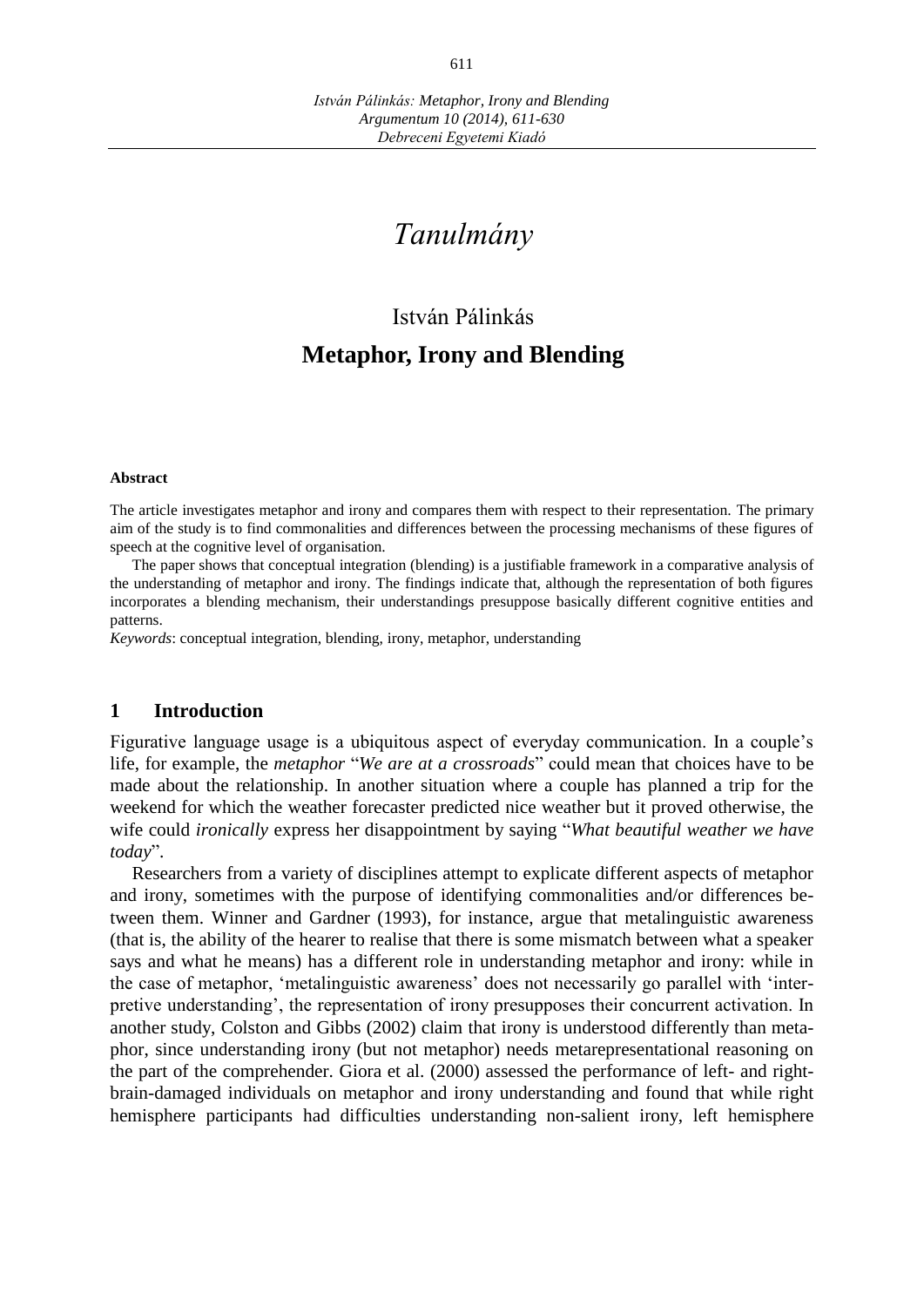*Tanulmány*

István Pálinkás

# Metaphor, Irony and Blending

**Abstract**

The article investigates metaphor and irony and compares them with respect to their representation. The primary aim of the study is to find commonalities and differences between the processing mechanisms of these figures of speech at the cognitive level of organisation.

The paper shows that conceptual integration (blending) is a justifiable framework in a comparative analysis of the understanding of metaphor and irony. The findings indicate that, although the representation of both figures incorporates a blending mechanism, their understandings presuppose basically different cognitive entities and patterns.

*Keywords*: conceptual integration, blending, irony, metaphor, understanding

## 1 Introduction

Figurative language usage is a ubiquitous aspect of everyday communication. In a couple's life, for example, the *metaphor* "*We are at a crossroads*" could mean that choices have to be made about the relationship. In another situation where a couple has planned a trip for the weekend for which the weather forecaster predicted nice weather but it proved otherwise, the wife could *ironically* express her disappointment by saying "*What beautiful weather we have today*".

Researchers from a variety of disciplines attempt to explicate different aspects of metaphor and irony, sometimes with the purpose of identifying commonalities and/or differences between them. Winner and Gardner (1993), for instance, argue that metalinguistic awareness (that is, the ability of the hearer to realise that there is some mismatch between what a speaker says and what he means) has a different role in understanding metaphor and irony: while in the case of metaphor, 'metalinguistic awareness' does not necessarily go parallel with 'interpretive understanding', the representation of irony presupposes their concurrent activation. In another study, Colston and Gibbs (2002) claim that irony is understood differently than metaphor, since understanding irony (but not metaphor) needs metarepresentational reasoning on the part of the comprehender. Giora et al. (2000) assessed the performance of left- and right-brain-damaged individuals on metaphor and irony understanding and found that while right hemisphere participants had difficulties understanding non-salient irony, left hemisphere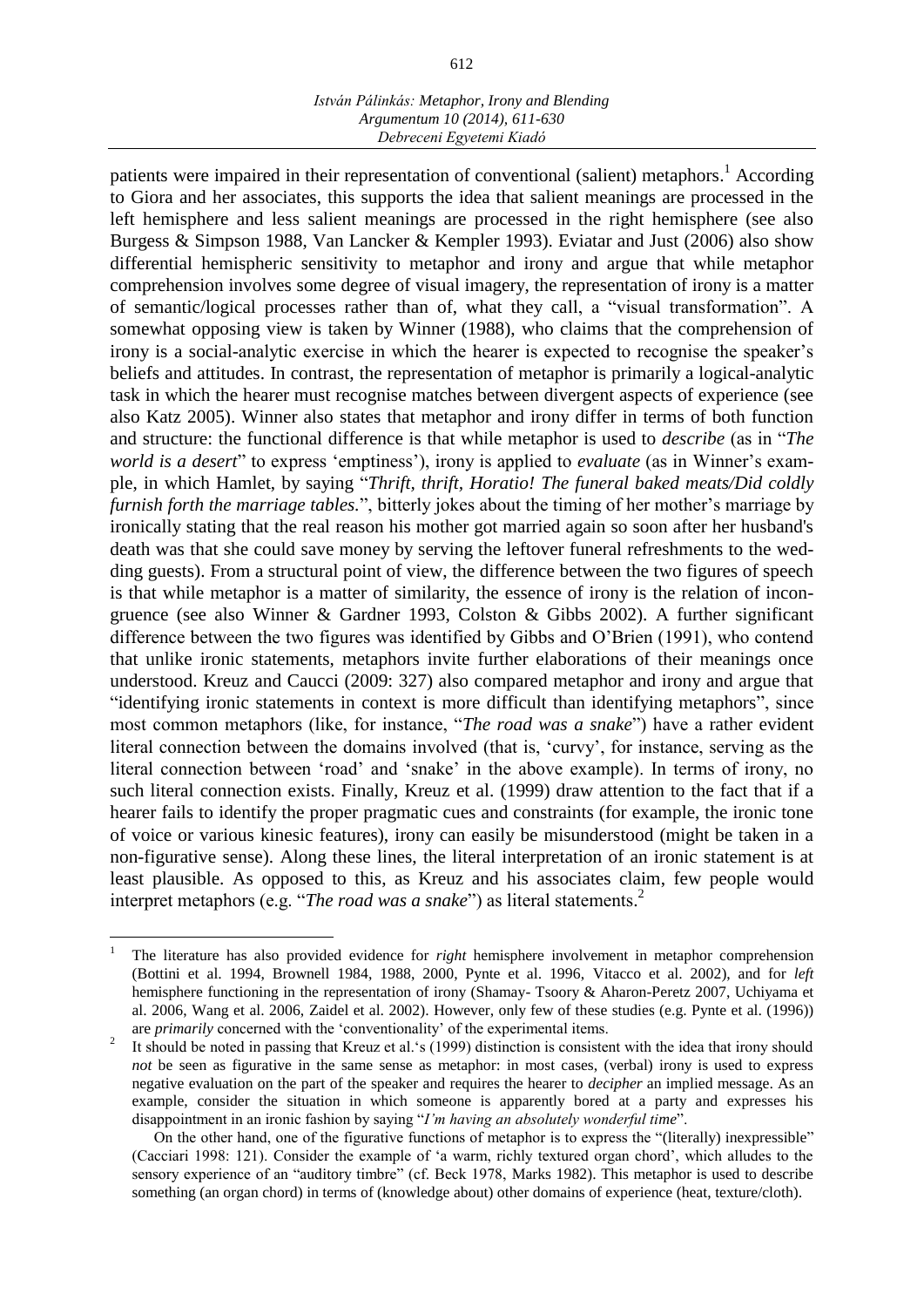patients were impaired in their representation of conventional (salient) metaphors.[1] According to Giora and her associates, this supports the idea that salient meanings are processed in the left hemisphere and less salient meanings are processed in the right hemisphere (see also Burgess & Simpson 1988, Van Lancker & Kempler 1993). Eviatar and Just (2006) also show differential hemispheric sensitivity to metaphor and irony and argue that while metaphor comprehension involves some degree of visual imagery, the representation of irony is a matter of semantic/logical processes rather than of, what they call, a "visual transformation". A somewhat opposing view is taken by Winner (1988), who claims that the comprehension of irony is a social-analytic exercise in which the hearer is expected to recognise the speaker's beliefs and attitudes. In contrast, the representation of metaphor is primarily a logical-analytic task in which the hearer must recognise matches between divergent aspects of experience (see also Katz 2005). Winner also states that metaphor and irony differ in terms of both function and structure: the functional difference is that while metaphor is used to *describe* (as in "*The world is a desert*" to express 'emptiness'), irony is applied to *evaluate* (as in Winner's example, in which Hamlet, by saying "*Thrift, thrift, Horatio! The funeral baked meats/Did coldly furnish forth the marriage tables.*", bitterly jokes about the timing of her mother's marriage by ironically stating that the real reason his mother got married again so soon after her husband's death was that she could save money by serving the leftover funeral refreshments to the wedding guests). From a structural point of view, the difference between the two figures of speech is that while metaphor is a matter of similarity, the essence of irony is the relation of incongruence (see also Winner & Gardner 1993, Colston & Gibbs 2002). A further significant difference between the two figures was identified by Gibbs and O'Brien (1991), who contend that unlike ironic statements, metaphors invite further elaborations of their meanings once understood. Kreuz and Caucci (2009: 327) also compared metaphor and irony and argue that "identifying ironic statements in context is more difficult than identifying metaphors", since most common metaphors (like, for instance, "*The road was a snake*") have a rather evident literal connection between the domains involved (that is, 'curvy', for instance, serving as the literal connection between 'road' and 'snake' in the above example). In terms of irony, no such literal connection exists. Finally, Kreuz et al. (1999) draw attention to the fact that if a hearer fails to identify the proper pragmatic cues and constraints (for example, the ironic tone of voice or various kinesic features), irony can easily be misunderstood (might be taken in a non-figurative sense). Along these lines, the literal interpretation of an ironic statement is at least plausible. As opposed to this, as Kreuz and his associates claim, few people would interpret metaphors (e.g. "*The road was a snake*") as literal statements.[2]

---

[1] The literature has also provided evidence for *right* hemisphere involvement in metaphor comprehension (Bottini et al. 1994, Brownell 1984, 1988, 2000, Pynte et al. 1996, Vitacco et al. 2002), and for *left* hemisphere functioning in the representation of irony (Shamay- Tsoory & Aharon-Peretz 2007, Uchiyama et al. 2006, Wang et al. 2006, Zaidel et al. 2002). However, only few of these studies (e.g. Pynte et al. (1996)) are *primarily* concerned with the 'conventionality' of the experimental items.

[2] It should be noted in passing that Kreuz et al.'s (1999) distinction is consistent with the idea that irony should *not* be seen as figurative in the same sense as metaphor: in most cases, (verbal) irony is used to express negative evaluation on the part of the speaker and requires the hearer to *decipher* an implied message. As an example, consider the situation in which someone is apparently bored at a party and expresses his disappointment in an ironic fashion by saying "*I'm having an absolutely wonderful time*".

On the other hand, one of the figurative functions of metaphor is to express the "(literally) inexpressible" (Cacciari 1998: 121). Consider the example of 'a warm, richly textured organ chord', which alludes to the sensory experience of an "auditory timbre" (cf. Beck 1978, Marks 1982). This metaphor is used to describe something (an organ chord) in terms of (knowledge about) other domains of experience (heat, texture/cloth).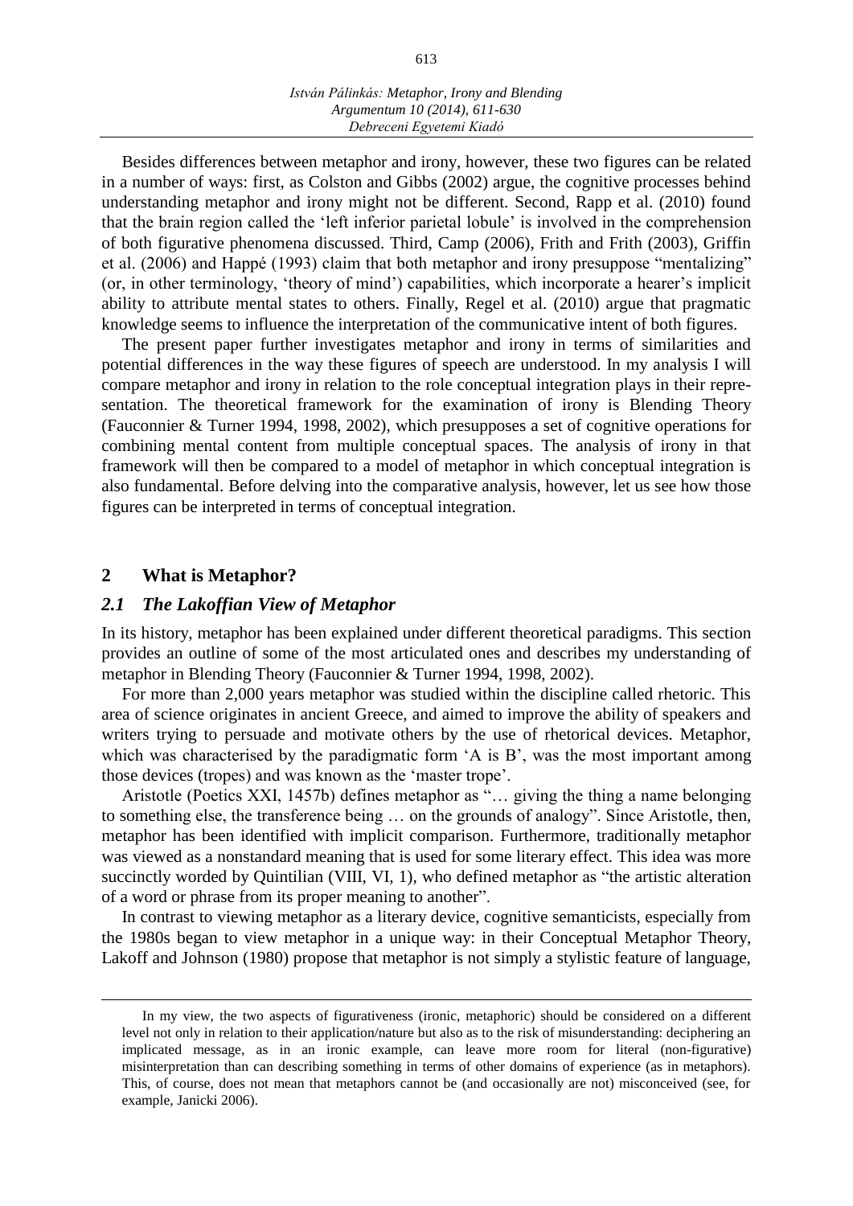Besides differences between metaphor and irony, however, these two figures can be related in a number of ways: first, as Colston and Gibbs (2002) argue, the cognitive processes behind understanding metaphor and irony might not be different. Second, Rapp et al. (2010) found that the brain region called the 'left inferior parietal lobule' is involved in the comprehension of both figurative phenomena discussed. Third, Camp (2006), Frith and Frith (2003), Griffin et al. (2006) and Happé (1993) claim that both metaphor and irony presuppose "mentalizing" (or, in other terminology, 'theory of mind') capabilities, which incorporate a hearer's implicit ability to attribute mental states to others. Finally, Regel et al. (2010) argue that pragmatic knowledge seems to influence the interpretation of the communicative intent of both figures.

The present paper further investigates metaphor and irony in terms of similarities and potential differences in the way these figures of speech are understood. In my analysis I will compare metaphor and irony in relation to the role conceptual integration plays in their representation. The theoretical framework for the examination of irony is Blending Theory (Fauconnier & Turner 1994, 1998, 2002), which presupposes a set of cognitive operations for combining mental content from multiple conceptual spaces. The analysis of irony in that framework will then be compared to a model of metaphor in which conceptual integration is also fundamental. Before delving into the comparative analysis, however, let us see how those figures can be interpreted in terms of conceptual integration.

## 2 What is Metaphor?

### *2.1 The Lakoffian View of Metaphor*

In its history, metaphor has been explained under different theoretical paradigms. This section provides an outline of some of the most articulated ones and describes my understanding of metaphor in Blending Theory (Fauconnier & Turner 1994, 1998, 2002).

For more than 2,000 years metaphor was studied within the discipline called rhetoric. This area of science originates in ancient Greece, and aimed to improve the ability of speakers and writers trying to persuade and motivate others by the use of rhetorical devices. Metaphor, which was characterised by the paradigmatic form 'A is B', was the most important among those devices (tropes) and was known as the 'master trope'.

Aristotle (Poetics XXI, 1457b) defines metaphor as "… giving the thing a name belonging to something else, the transference being … on the grounds of analogy". Since Aristotle, then, metaphor has been identified with implicit comparison. Furthermore, traditionally metaphor was viewed as a nonstandard meaning that is used for some literary effect. This idea was more succinctly worded by Quintilian (VIII, VI, 1), who defined metaphor as "the artistic alteration of a word or phrase from its proper meaning to another".

In contrast to viewing metaphor as a literary device, cognitive semanticists, especially from the 1980s began to view metaphor in a unique way: in their Conceptual Metaphor Theory, Lakoff and Johnson (1980) propose that metaphor is not simply a stylistic feature of language,

---

In my view, the two aspects of figurativeness (ironic, metaphoric) should be considered on a different level not only in relation to their application/nature but also as to the risk of misunderstanding: deciphering an implicated message, as in an ironic example, can leave more room for literal (non-figurative) misinterpretation than can describing something in terms of other domains of experience (as in metaphors). This, of course, does not mean that metaphors cannot be (and occasionally are not) misconceived (see, for example, Janicki 2006).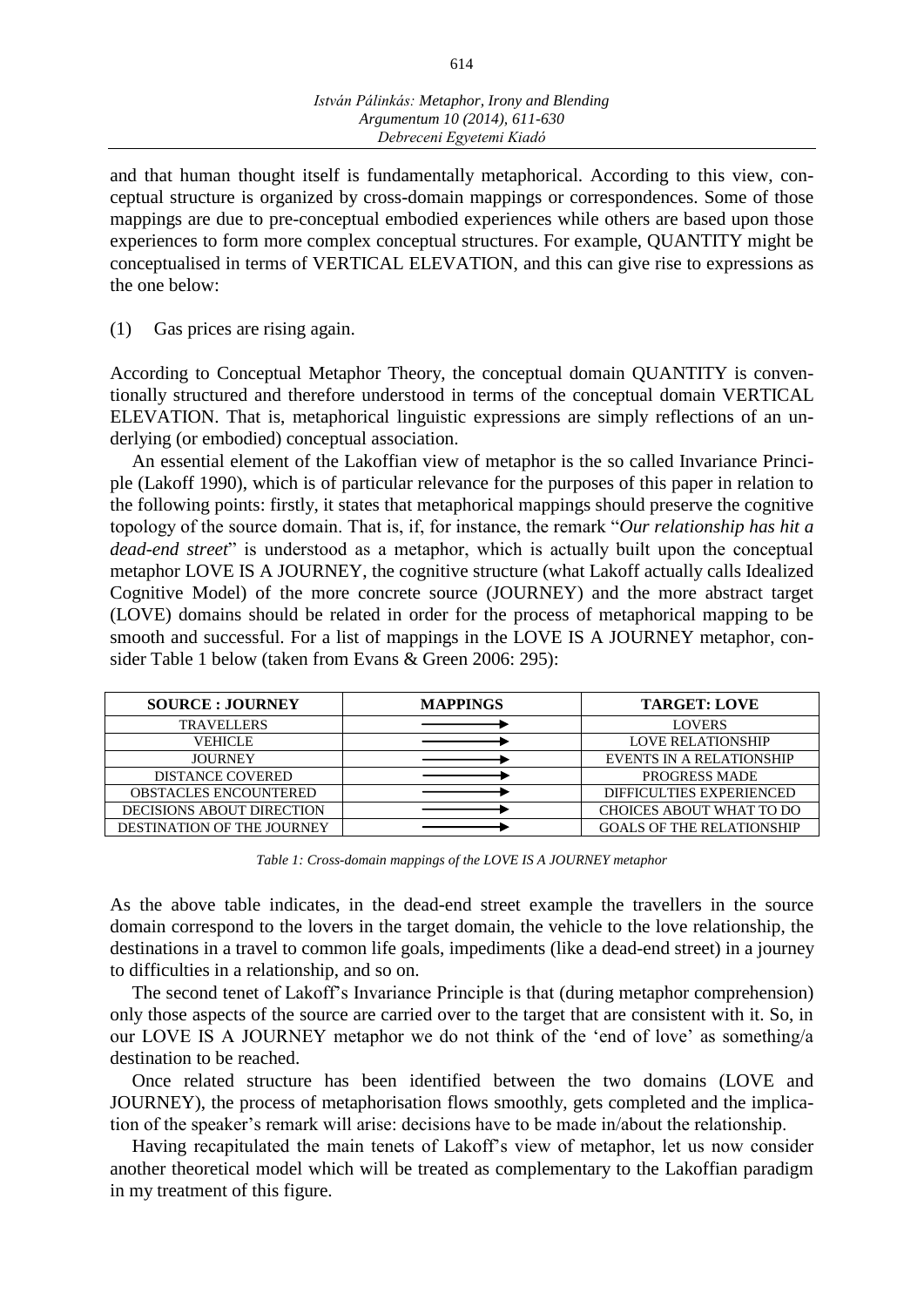and that human thought itself is fundamentally metaphorical. According to this view, conceptual structure is organized by cross-domain mappings or correspondences. Some of those mappings are due to pre-conceptual embodied experiences while others are based upon those experiences to form more complex conceptual structures. For example, QUANTITY might be conceptualised in terms of VERTICAL ELEVATION, and this can give rise to expressions as the one below:

(1) Gas prices are rising again.

According to Conceptual Metaphor Theory, the conceptual domain QUANTITY is conventionally structured and therefore understood in terms of the conceptual domain VERTICAL ELEVATION. That is, metaphorical linguistic expressions are simply reflections of an underlying (or embodied) conceptual association.

An essential element of the Lakoffian view of metaphor is the so called Invariance Principle (Lakoff 1990), which is of particular relevance for the purposes of this paper in relation to the following points: firstly, it states that metaphorical mappings should preserve the cognitive topology of the source domain. That is, if, for instance, the remark "*Our relationship has hit a dead-end street*" is understood as a metaphor, which is actually built upon the conceptual metaphor LOVE IS A JOURNEY, the cognitive structure (what Lakoff actually calls Idealized Cognitive Model) of the more concrete source (JOURNEY) and the more abstract target (LOVE) domains should be related in order for the process of metaphorical mapping to be smooth and successful. For a list of mappings in the LOVE IS A JOURNEY metaphor, consider Table 1 below (taken from Evans & Green 2006: 295):

| SOURCE : JOURNEY | MAPPINGS | TARGET: LOVE |
|---|---|---|
| TRAVELLERS | ⟶ | LOVERS |
| VEHICLE | ⟶ | LOVE RELATIONSHIP |
| JOURNEY | ⟶ | EVENTS IN A RELATIONSHIP |
| DISTANCE COVERED | ⟶ | PROGRESS MADE |
| OBSTACLES ENCOUNTERED | ⟶ | DIFFICULTIES EXPERIENCED |
| DECISIONS ABOUT DIRECTION | ⟶ | CHOICES ABOUT WHAT TO DO |
| DESTINATION OF THE JOURNEY | ⟶ | GOALS OF THE RELATIONSHIP |

*Table 1: Cross-domain mappings of the LOVE IS A JOURNEY metaphor*

As the above table indicates, in the dead-end street example the travellers in the source domain correspond to the lovers in the target domain, the vehicle to the love relationship, the destinations in a travel to common life goals, impediments (like a dead-end street) in a journey to difficulties in a relationship, and so on.

The second tenet of Lakoff's Invariance Principle is that (during metaphor comprehension) only those aspects of the source are carried over to the target that are consistent with it. So, in our LOVE IS A JOURNEY metaphor we do not think of the 'end of love' as something/a destination to be reached.

Once related structure has been identified between the two domains (LOVE and JOURNEY), the process of metaphorisation flows smoothly, gets completed and the implication of the speaker's remark will arise: decisions have to be made in/about the relationship.

Having recapitulated the main tenets of Lakoff's view of metaphor, let us now consider another theoretical model which will be treated as complementary to the Lakoffian paradigm in my treatment of this figure.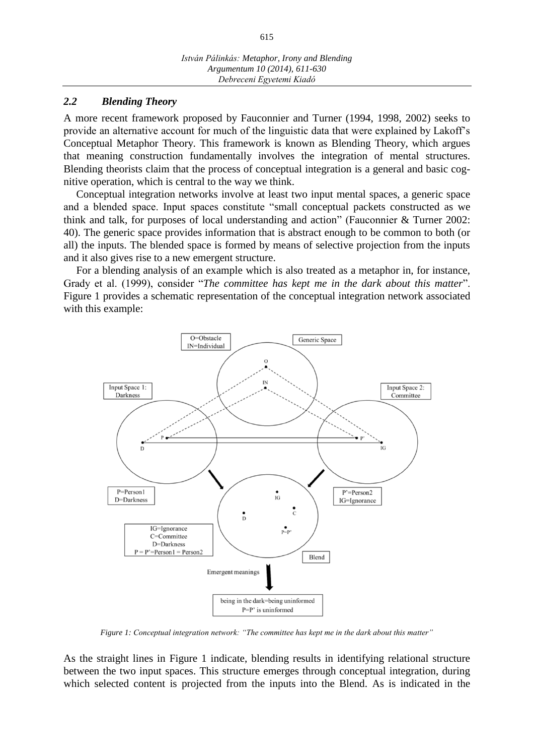### *2.2 Blending Theory*

A more recent framework proposed by Fauconnier and Turner (1994, 1998, 2002) seeks to provide an alternative account for much of the linguistic data that were explained by Lakoff's Conceptual Metaphor Theory. This framework is known as Blending Theory, which argues that meaning construction fundamentally involves the integration of mental structures. Blending theorists claim that the process of conceptual integration is a general and basic cognitive operation, which is central to the way we think.

Conceptual integration networks involve at least two input mental spaces, a generic space and a blended space. Input spaces constitute "small conceptual packets constructed as we think and talk, for purposes of local understanding and action" (Fauconnier & Turner 2002: 40). The generic space provides information that is abstract enough to be common to both (or all) the inputs. The blended space is formed by means of selective projection from the inputs and it also gives rise to a new emergent structure.

For a blending analysis of an example which is also treated as a metaphor in, for instance, Grady et al. (1999), consider "*The committee has kept me in the dark about this matter*". Figure 1 provides a schematic representation of the conceptual integration network associated with this example:

*Figure 1: Conceptual integration network: "The committee has kept me in the dark about this matter"*

As the straight lines in Figure 1 indicate, blending results in identifying relational structure between the two input spaces. This structure emerges through conceptual integration, during which selected content is projected from the inputs into the Blend. As is indicated in the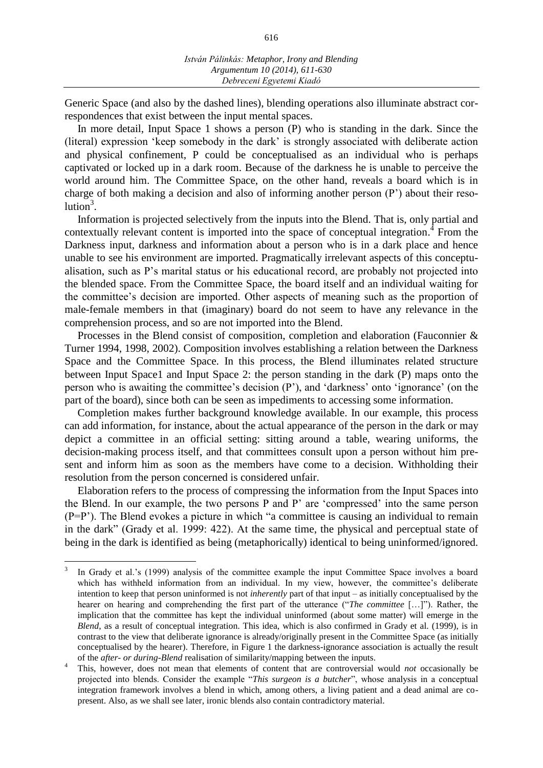Generic Space (and also by the dashed lines), blending operations also illuminate abstract correspondences that exist between the input mental spaces.

In more detail, Input Space 1 shows a person (P) who is standing in the dark. Since the (literal) expression 'keep somebody in the dark' is strongly associated with deliberate action and physical confinement, P could be conceptualised as an individual who is perhaps captivated or locked up in a dark room. Because of the darkness he is unable to perceive the world around him. The Committee Space, on the other hand, reveals a board which is in charge of both making a decision and also of informing another person (P') about their resolution[3].

Information is projected selectively from the inputs into the Blend. That is, only partial and contextually relevant content is imported into the space of conceptual integration.[4] From the Darkness input, darkness and information about a person who is in a dark place and hence unable to see his environment are imported. Pragmatically irrelevant aspects of this conceptualisation, such as P's marital status or his educational record, are probably not projected into the blended space. From the Committee Space, the board itself and an individual waiting for the committee's decision are imported. Other aspects of meaning such as the proportion of male-female members in that (imaginary) board do not seem to have any relevance in the comprehension process, and so are not imported into the Blend.

Processes in the Blend consist of composition, completion and elaboration (Fauconnier & Turner 1994, 1998, 2002). Composition involves establishing a relation between the Darkness Space and the Committee Space. In this process, the Blend illuminates related structure between Input Space1 and Input Space 2: the person standing in the dark (P) maps onto the person who is awaiting the committee's decision (P'), and 'darkness' onto 'ignorance' (on the part of the board), since both can be seen as impediments to accessing some information.

Completion makes further background knowledge available. In our example, this process can add information, for instance, about the actual appearance of the person in the dark or may depict a committee in an official setting: sitting around a table, wearing uniforms, the decision-making process itself, and that committees consult upon a person without him present and inform him as soon as the members have come to a decision. Withholding their resolution from the person concerned is considered unfair.

Elaboration refers to the process of compressing the information from the Input Spaces into the Blend. In our example, the two persons P and P' are 'compressed' into the same person (P=P'). The Blend evokes a picture in which "a committee is causing an individual to remain in the dark" (Grady et al. 1999: 422). At the same time, the physical and perceptual state of being in the dark is identified as being (metaphorically) identical to being uninformed/ignored.

---

[3] In Grady et al.'s (1999) analysis of the committee example the input Committee Space involves a board which has withheld information from an individual. In my view, however, the committee's deliberate intention to keep that person uninformed is not *inherently* part of that input – as initially conceptualised by the hearer on hearing and comprehending the first part of the utterance ("*The committee* […]"). Rather, the implication that the committee has kept the individual uninformed (about some matter) will emerge in the *Blend*, as a result of conceptual integration. This idea, which is also confirmed in Grady et al. (1999), is in contrast to the view that deliberate ignorance is already/originally present in the Committee Space (as initially conceptualised by the hearer). Therefore, in Figure 1 the darkness-ignorance association is actually the result of the *after- or during-Blend* realisation of similarity/mapping between the inputs.

[4] This, however, does not mean that elements of content that are controversial would *not* occasionally be projected into blends. Consider the example "*This surgeon is a butcher*", whose analysis in a conceptual integration framework involves a blend in which, among others, a living patient and a dead animal are co-present. Also, as we shall see later, ironic blends also contain contradictory material.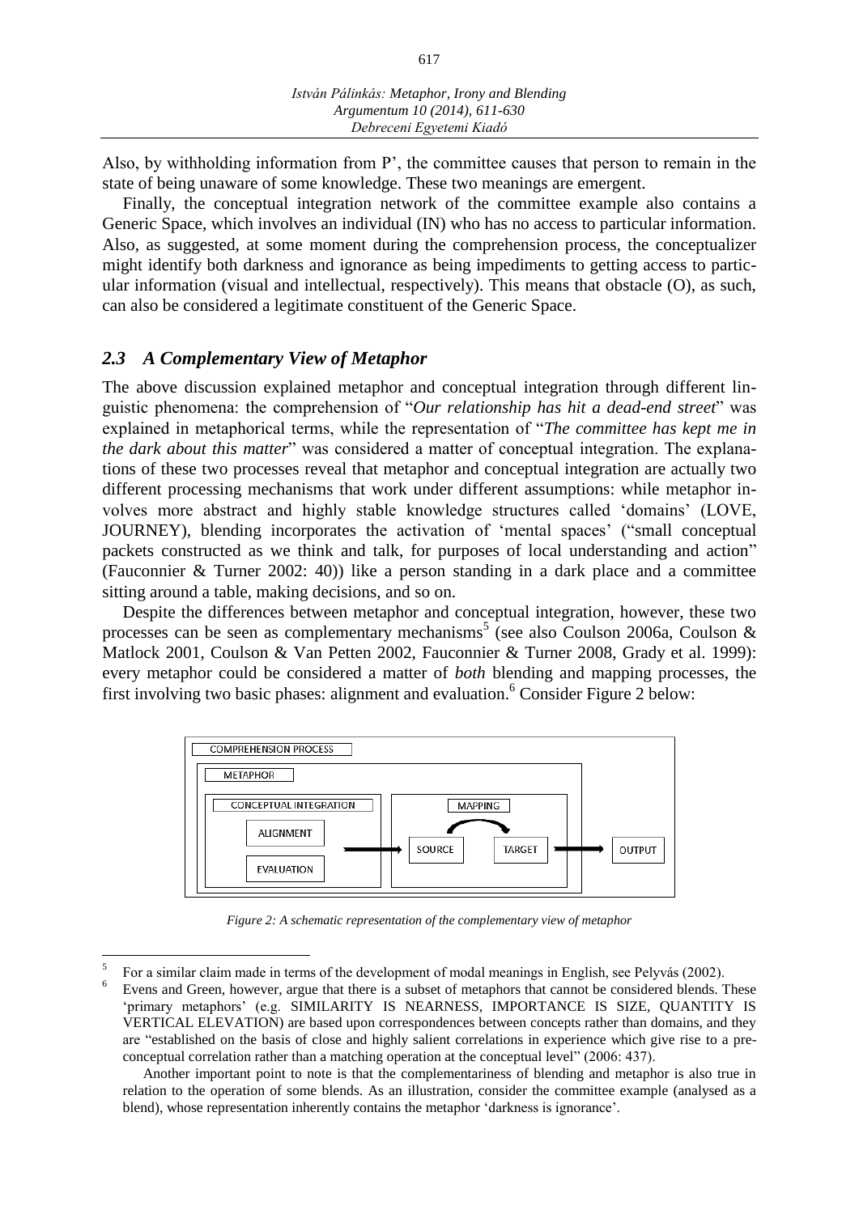Also, by withholding information from P', the committee causes that person to remain in the state of being unaware of some knowledge. These two meanings are emergent.

Finally, the conceptual integration network of the committee example also contains a Generic Space, which involves an individual (IN) who has no access to particular information. Also, as suggested, at some moment during the comprehension process, the conceptualizer might identify both darkness and ignorance as being impediments to getting access to particular information (visual and intellectual, respectively). This means that obstacle (O), as such, can also be considered a legitimate constituent of the Generic Space.

### *2.3 A Complementary View of Metaphor*

The above discussion explained metaphor and conceptual integration through different linguistic phenomena: the comprehension of "*Our relationship has hit a dead-end street*" was explained in metaphorical terms, while the representation of "*The committee has kept me in the dark about this matter*" was considered a matter of conceptual integration. The explanations of these two processes reveal that metaphor and conceptual integration are actually two different processing mechanisms that work under different assumptions: while metaphor involves more abstract and highly stable knowledge structures called 'domains' (LOVE, JOURNEY), blending incorporates the activation of 'mental spaces' ("small conceptual packets constructed as we think and talk, for purposes of local understanding and action" (Fauconnier & Turner 2002: 40)) like a person standing in a dark place and a committee sitting around a table, making decisions, and so on.

Despite the differences between metaphor and conceptual integration, however, these two processes can be seen as complementary mechanisms[5] (see also Coulson 2006a, Coulson & Matlock 2001, Coulson & Van Petten 2002, Fauconnier & Turner 2008, Grady et al. 1999): every metaphor could be considered a matter of *both* blending and mapping processes, the first involving two basic phases: alignment and evaluation.[6] Consider Figure 2 below:

COMPREHENSION PROCESS — METAPHOR — CONCEPTUAL INTEGRATION (ALIGNMENT, EVALUATION) → MAPPING (SOURCE → TARGET) → OUTPUT

*Figure 2: A schematic representation of the complementary view of metaphor*

---

[5] For a similar claim made in terms of the development of modal meanings in English, see Pelyvás (2002).

[6] Evens and Green, however, argue that there is a subset of metaphors that cannot be considered blends. These 'primary metaphors' (e.g. SIMILARITY IS NEARNESS, IMPORTANCE IS SIZE, QUANTITY IS VERTICAL ELEVATION) are based upon correspondences between concepts rather than domains, and they are "established on the basis of close and highly salient correlations in experience which give rise to a pre-conceptual correlation rather than a matching operation at the conceptual level" (2006: 437).

Another important point to note is that the complementariness of blending and metaphor is also true in relation to the operation of some blends. As an illustration, consider the committee example (analysed as a blend), whose representation inherently contains the metaphor 'darkness is ignorance'.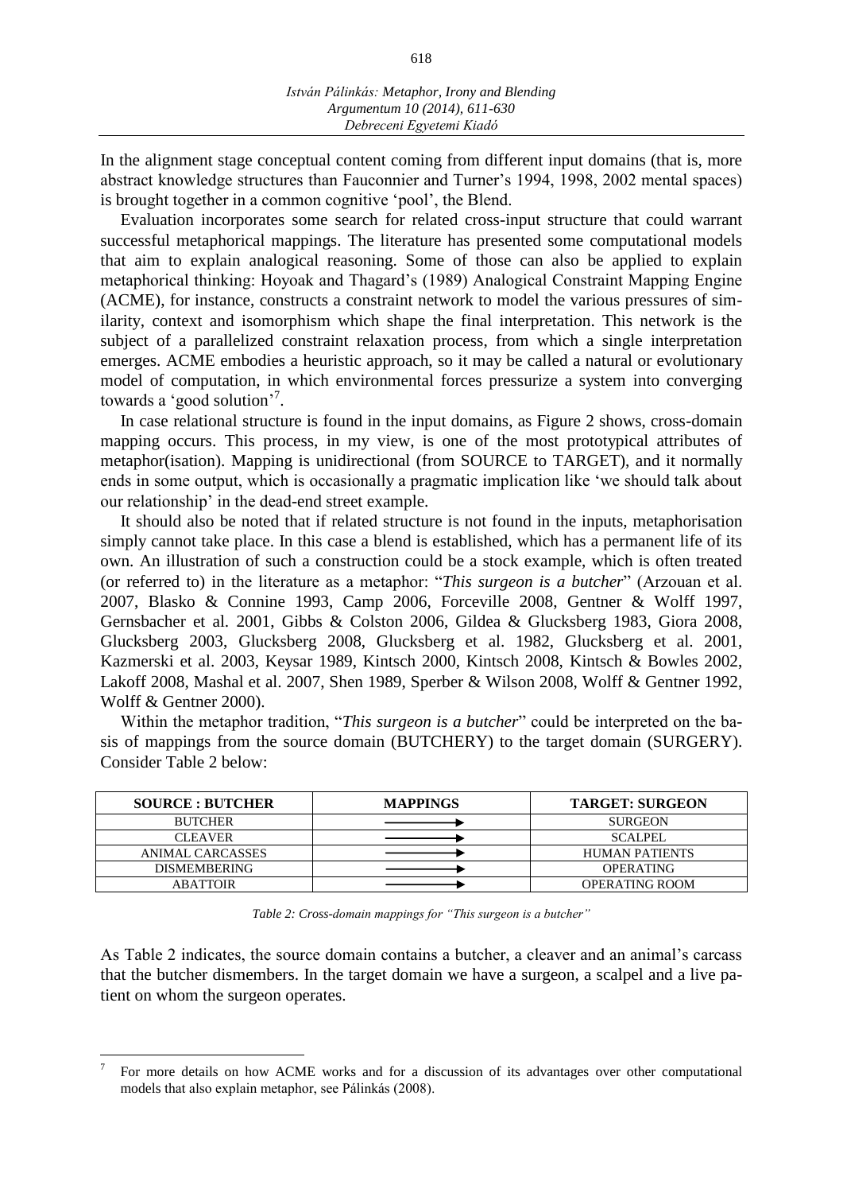In the alignment stage conceptual content coming from different input domains (that is, more abstract knowledge structures than Fauconnier and Turner's 1994, 1998, 2002 mental spaces) is brought together in a common cognitive 'pool', the Blend.

Evaluation incorporates some search for related cross-input structure that could warrant successful metaphorical mappings. The literature has presented some computational models that aim to explain analogical reasoning. Some of those can also be applied to explain metaphorical thinking: Hoyoak and Thagard's (1989) Analogical Constraint Mapping Engine (ACME), for instance, constructs a constraint network to model the various pressures of similarity, context and isomorphism which shape the final interpretation. This network is the subject of a parallelized constraint relaxation process, from which a single interpretation emerges. ACME embodies a heuristic approach, so it may be called a natural or evolutionary model of computation, in which environmental forces pressurize a system into converging towards a 'good solution'[7].

In case relational structure is found in the input domains, as Figure 2 shows, cross-domain mapping occurs. This process, in my view, is one of the most prototypical attributes of metaphor(isation). Mapping is unidirectional (from SOURCE to TARGET), and it normally ends in some output, which is occasionally a pragmatic implication like 'we should talk about our relationship' in the dead-end street example.

It should also be noted that if related structure is not found in the inputs, metaphorisation simply cannot take place. In this case a blend is established, which has a permanent life of its own. An illustration of such a construction could be a stock example, which is often treated (or referred to) in the literature as a metaphor: "*This surgeon is a butcher*" (Arzouan et al. 2007, Blasko & Connine 1993, Camp 2006, Forceville 2008, Gentner & Wolff 1997, Gernsbacher et al. 2001, Gibbs & Colston 2006, Gildea & Glucksberg 1983, Giora 2008, Glucksberg 2003, Glucksberg 2008, Glucksberg et al. 1982, Glucksberg et al. 2001, Kazmerski et al. 2003, Keysar 1989, Kintsch 2000, Kintsch 2008, Kintsch & Bowles 2002, Lakoff 2008, Mashal et al. 2007, Shen 1989, Sperber & Wilson 2008, Wolff & Gentner 1992, Wolff & Gentner 2000).

Within the metaphor tradition, "*This surgeon is a butcher*" could be interpreted on the basis of mappings from the source domain (BUTCHERY) to the target domain (SURGERY). Consider Table 2 below:

| **SOURCE : BUTCHER** | **MAPPINGS** | **TARGET: SURGEON** |
|---|---|---|
| BUTCHER | ⟶ | SURGEON |
| CLEAVER | ⟶ | SCALPEL |
| ANIMAL CARCASSES | ⟶ | HUMAN PATIENTS |
| DISMEMBERING | ⟶ | OPERATING |
| ABATTOIR | ⟶ | OPERATING ROOM |

*Table 2: Cross-domain mappings for "This surgeon is a butcher"*

As Table 2 indicates, the source domain contains a butcher, a cleaver and an animal's carcass that the butcher dismembers. In the target domain we have a surgeon, a scalpel and a live patient on whom the surgeon operates.

---

[7] For more details on how ACME works and for a discussion of its advantages over other computational models that also explain metaphor, see Pálinkás (2008).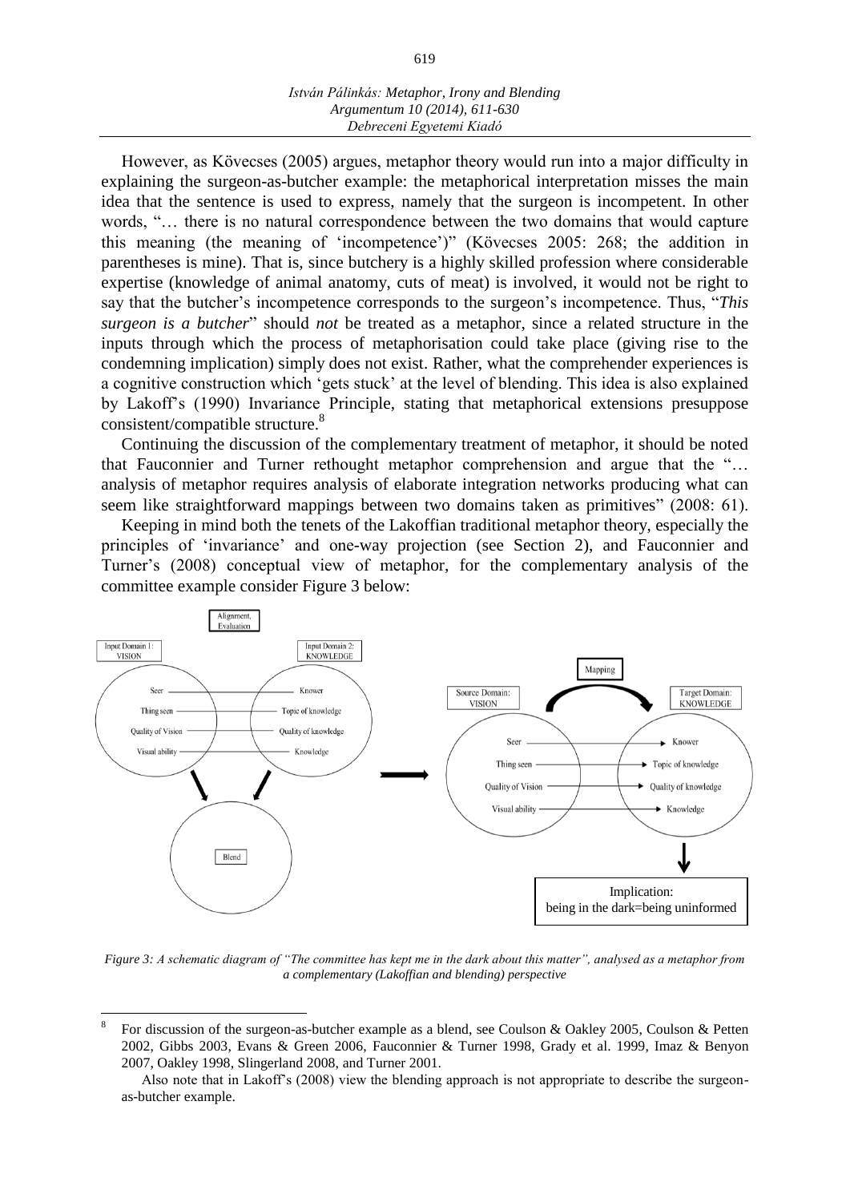However, as Kövecses (2005) argues, metaphor theory would run into a major difficulty in explaining the surgeon-as-butcher example: the metaphorical interpretation misses the main idea that the sentence is used to express, namely that the surgeon is incompetent. In other words, "… there is no natural correspondence between the two domains that would capture this meaning (the meaning of 'incompetence')" (Kövecses 2005: 268; the addition in parentheses is mine). That is, since butchery is a highly skilled profession where considerable expertise (knowledge of animal anatomy, cuts of meat) is involved, it would not be right to say that the butcher's incompetence corresponds to the surgeon's incompetence. Thus, "*This surgeon is a butcher*" should *not* be treated as a metaphor, since a related structure in the inputs through which the process of metaphorisation could take place (giving rise to the condemning implication) simply does not exist. Rather, what the comprehender experiences is a cognitive construction which 'gets stuck' at the level of blending. This idea is also explained by Lakoff's (1990) Invariance Principle, stating that metaphorical extensions presuppose consistent/compatible structure.[8]

Continuing the discussion of the complementary treatment of metaphor, it should be noted that Fauconnier and Turner rethought metaphor comprehension and argue that the "… analysis of metaphor requires analysis of elaborate integration networks producing what can seem like straightforward mappings between two domains taken as primitives" (2008: 61).

Keeping in mind both the tenets of the Lakoffian traditional metaphor theory, especially the principles of 'invariance' and one-way projection (see Section 2), and Fauconnier and Turner's (2008) conceptual view of metaphor, for the complementary analysis of the committee example consider Figure 3 below:

*Figure 3: A schematic diagram of "The committee has kept me in the dark about this matter", analysed as a metaphor from a complementary (Lakoffian and blending) perspective*

[8] For discussion of the surgeon-as-butcher example as a blend, see Coulson & Oakley 2005, Coulson & Petten 2002, Gibbs 2003, Evans & Green 2006, Fauconnier & Turner 1998, Grady et al. 1999, Imaz & Benyon 2007, Oakley 1998, Slingerland 2008, and Turner 2001.

Also note that in Lakoff's (2008) view the blending approach is not appropriate to describe the surgeon-as-butcher example.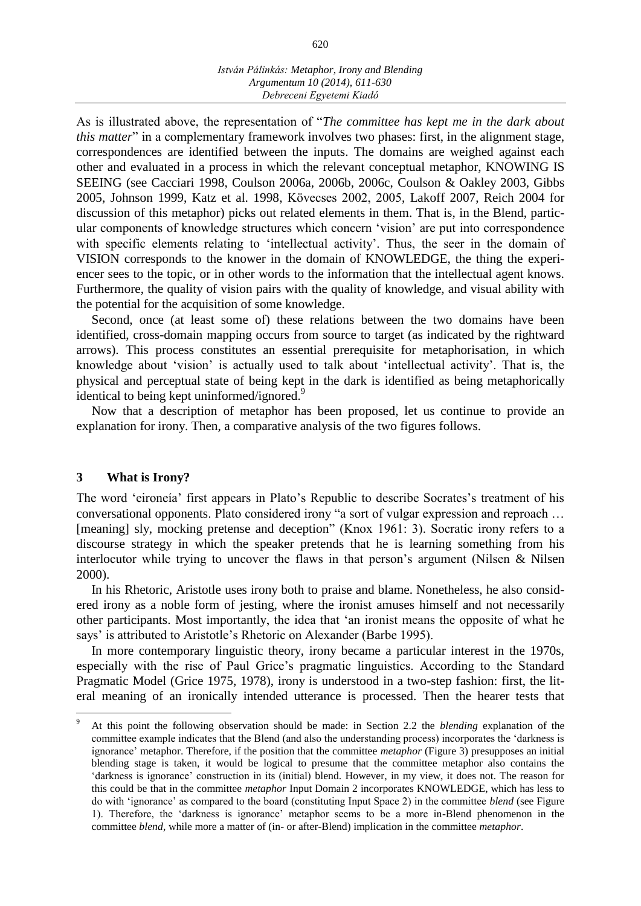As is illustrated above, the representation of "*The committee has kept me in the dark about this matter*" in a complementary framework involves two phases: first, in the alignment stage, correspondences are identified between the inputs. The domains are weighed against each other and evaluated in a process in which the relevant conceptual metaphor, KNOWING IS SEEING (see Cacciari 1998, Coulson 2006a, 2006b, 2006c, Coulson & Oakley 2003, Gibbs 2005, Johnson 1999, Katz et al. 1998, Kövecses 2002, 2005, Lakoff 2007, Reich 2004 for discussion of this metaphor) picks out related elements in them. That is, in the Blend, particular components of knowledge structures which concern 'vision' are put into correspondence with specific elements relating to 'intellectual activity'. Thus, the seer in the domain of VISION corresponds to the knower in the domain of KNOWLEDGE, the thing the experiencer sees to the topic, or in other words to the information that the intellectual agent knows. Furthermore, the quality of vision pairs with the quality of knowledge, and visual ability with the potential for the acquisition of some knowledge.

Second, once (at least some of) these relations between the two domains have been identified, cross-domain mapping occurs from source to target (as indicated by the rightward arrows). This process constitutes an essential prerequisite for metaphorisation, in which knowledge about 'vision' is actually used to talk about 'intellectual activity'. That is, the physical and perceptual state of being kept in the dark is identified as being metaphorically identical to being kept uninformed/ignored.[9]

Now that a description of metaphor has been proposed, let us continue to provide an explanation for irony. Then, a comparative analysis of the two figures follows.

## 3 What is Irony?

The word 'eironeía' first appears in Plato's Republic to describe Socrates's treatment of his conversational opponents. Plato considered irony "a sort of vulgar expression and reproach … [meaning] sly, mocking pretense and deception" (Knox 1961: 3). Socratic irony refers to a discourse strategy in which the speaker pretends that he is learning something from his interlocutor while trying to uncover the flaws in that person's argument (Nilsen & Nilsen 2000).

In his Rhetoric, Aristotle uses irony both to praise and blame. Nonetheless, he also considered irony as a noble form of jesting, where the ironist amuses himself and not necessarily other participants. Most importantly, the idea that 'an ironist means the opposite of what he says' is attributed to Aristotle's Rhetoric on Alexander (Barbe 1995).

In more contemporary linguistic theory, irony became a particular interest in the 1970s, especially with the rise of Paul Grice's pragmatic linguistics. According to the Standard Pragmatic Model (Grice 1975, 1978), irony is understood in a two-step fashion: first, the literal meaning of an ironically intended utterance is processed. Then the hearer tests that

[9] At this point the following observation should be made: in Section 2.2 the *blending* explanation of the committee example indicates that the Blend (and also the understanding process) incorporates the 'darkness is ignorance' metaphor. Therefore, if the position that the committee *metaphor* (Figure 3) presupposes an initial blending stage is taken, it would be logical to presume that the committee metaphor also contains the 'darkness is ignorance' construction in its (initial) blend. However, in my view, it does not. The reason for this could be that in the committee *metaphor* Input Domain 2 incorporates KNOWLEDGE, which has less to do with 'ignorance' as compared to the board (constituting Input Space 2) in the committee *blend* (see Figure 1). Therefore, the 'darkness is ignorance' metaphor seems to be a more in-Blend phenomenon in the committee *blend*, while more a matter of (in- or after-Blend) implication in the committee *metaphor*.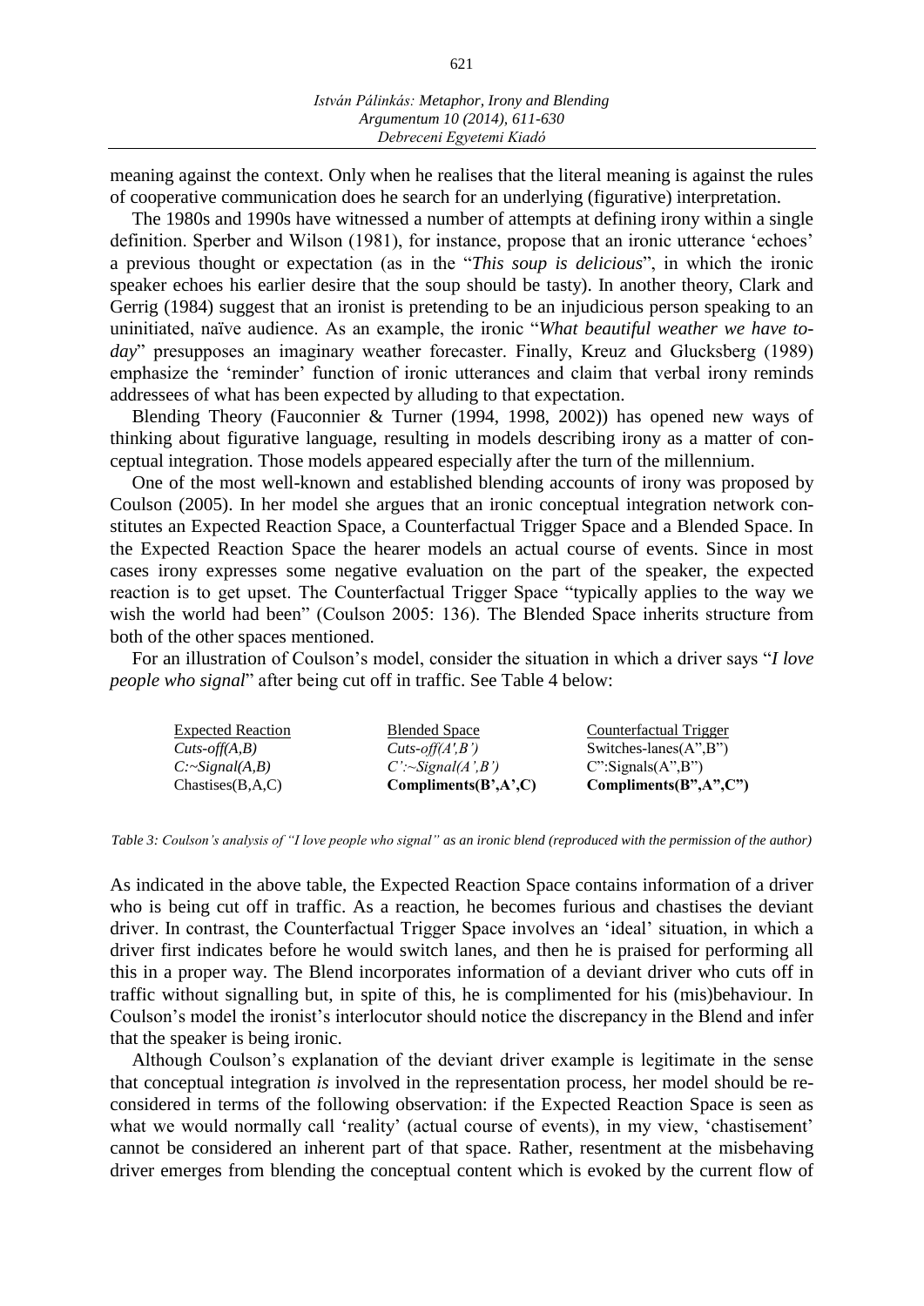meaning against the context. Only when he realises that the literal meaning is against the rules of cooperative communication does he search for an underlying (figurative) interpretation.

The 1980s and 1990s have witnessed a number of attempts at defining irony within a single definition. Sperber and Wilson (1981), for instance, propose that an ironic utterance 'echoes' a previous thought or expectation (as in the "*This soup is delicious*", in which the ironic speaker echoes his earlier desire that the soup should be tasty). In another theory, Clark and Gerrig (1984) suggest that an ironist is pretending to be an injudicious person speaking to an uninitiated, naïve audience. As an example, the ironic "*What beautiful weather we have today*" presupposes an imaginary weather forecaster. Finally, Kreuz and Glucksberg (1989) emphasize the 'reminder' function of ironic utterances and claim that verbal irony reminds addressees of what has been expected by alluding to that expectation.

Blending Theory (Fauconnier & Turner (1994, 1998, 2002)) has opened new ways of thinking about figurative language, resulting in models describing irony as a matter of conceptual integration. Those models appeared especially after the turn of the millennium.

One of the most well-known and established blending accounts of irony was proposed by Coulson (2005). In her model she argues that an ironic conceptual integration network constitutes an Expected Reaction Space, a Counterfactual Trigger Space and a Blended Space. In the Expected Reaction Space the hearer models an actual course of events. Since in most cases irony expresses some negative evaluation on the part of the speaker, the expected reaction is to get upset. The Counterfactual Trigger Space "typically applies to the way we wish the world had been" (Coulson 2005: 136). The Blended Space inherits structure from both of the other spaces mentioned.

For an illustration of Coulson's model, consider the situation in which a driver says "*I love people who signal*" after being cut off in traffic. See Table 4 below:

| Expected Reaction | Blended Space | Counterfactual Trigger |
|---|---|---|
| *Cuts-off(A,B)* | *Cuts-off(A',B')* | Switches-lanes(A",B") |
| *C:~Signal(A,B)* | *C':~Signal(A',B')* | C":Signals(A",B") |
| Chastises(B,A,C) | **Compliments(B',A',C)** | **Compliments(B",A",C")** |

*Table 3: Coulson's analysis of "I love people who signal" as an ironic blend (reproduced with the permission of the author)*

As indicated in the above table, the Expected Reaction Space contains information of a driver who is being cut off in traffic. As a reaction, he becomes furious and chastises the deviant driver. In contrast, the Counterfactual Trigger Space involves an 'ideal' situation, in which a driver first indicates before he would switch lanes, and then he is praised for performing all this in a proper way. The Blend incorporates information of a deviant driver who cuts off in traffic without signalling but, in spite of this, he is complimented for his (mis)behaviour. In Coulson's model the ironist's interlocutor should notice the discrepancy in the Blend and infer that the speaker is being ironic.

Although Coulson's explanation of the deviant driver example is legitimate in the sense that conceptual integration *is* involved in the representation process, her model should be reconsidered in terms of the following observation: if the Expected Reaction Space is seen as what we would normally call 'reality' (actual course of events), in my view, 'chastisement' cannot be considered an inherent part of that space. Rather, resentment at the misbehaving driver emerges from blending the conceptual content which is evoked by the current flow of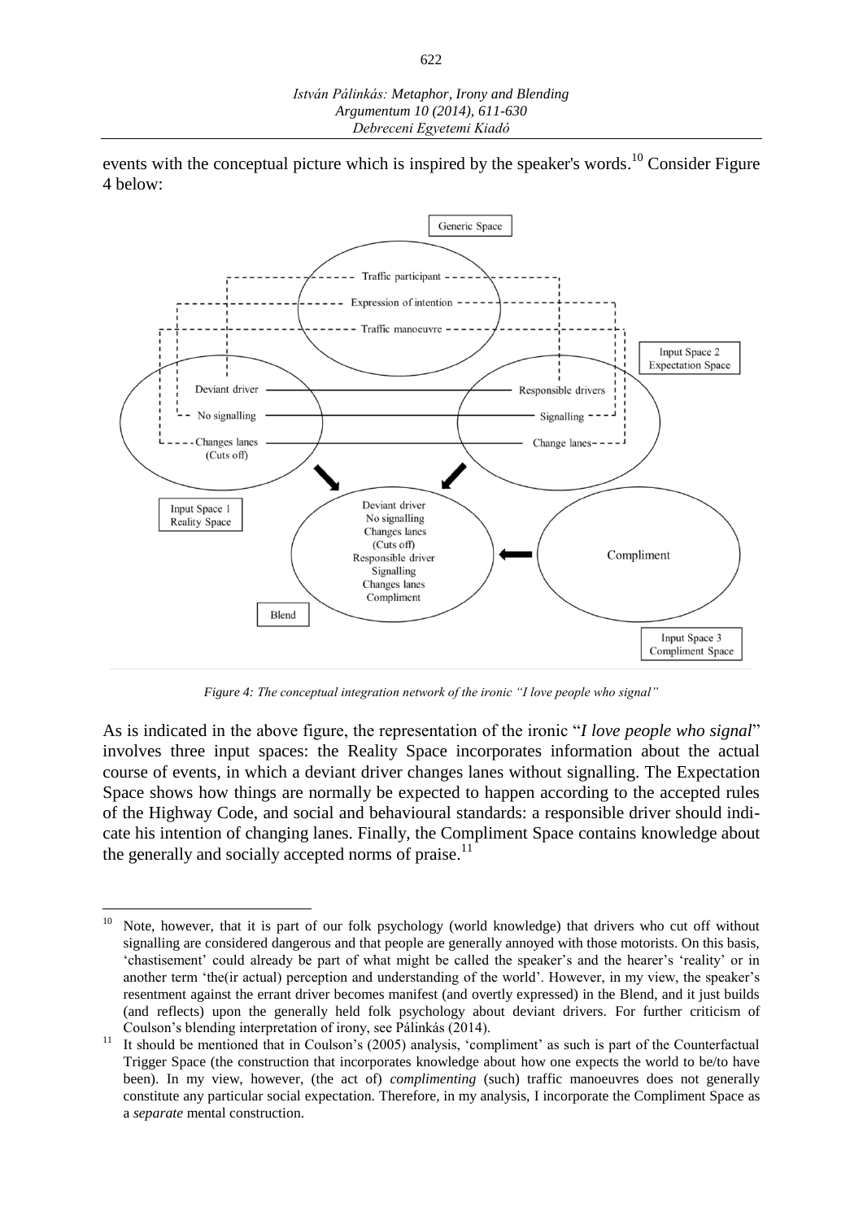events with the conceptual picture which is inspired by the speaker's words.[10] Consider Figure 4 below:

*Figure 4: The conceptual integration network of the ironic "I love people who signal"*

As is indicated in the above figure, the representation of the ironic "*I love people who signal*" involves three input spaces: the Reality Space incorporates information about the actual course of events, in which a deviant driver changes lanes without signalling. The Expectation Space shows how things are normally be expected to happen according to the accepted rules of the Highway Code, and social and behavioural standards: a responsible driver should indicate his intention of changing lanes. Finally, the Compliment Space contains knowledge about the generally and socially accepted norms of praise.[11]

---

[10] Note, however, that it is part of our folk psychology (world knowledge) that drivers who cut off without signalling are considered dangerous and that people are generally annoyed with those motorists. On this basis, 'chastisement' could already be part of what might be called the speaker's and the hearer's 'reality' or in another term 'the(ir actual) perception and understanding of the world'. However, in my view, the speaker's resentment against the errant driver becomes manifest (and overtly expressed) in the Blend, and it just builds (and reflects) upon the generally held folk psychology about deviant drivers. For further criticism of Coulson's blending interpretation of irony, see Pálinkás (2014).

[11] It should be mentioned that in Coulson's (2005) analysis, 'compliment' as such is part of the Counterfactual Trigger Space (the construction that incorporates knowledge about how one expects the world to be/to have been). In my view, however, (the act of) *complimenting* (such) traffic manoeuvres does not generally constitute any particular social expectation. Therefore, in my analysis, I incorporate the Compliment Space as a *separate* mental construction.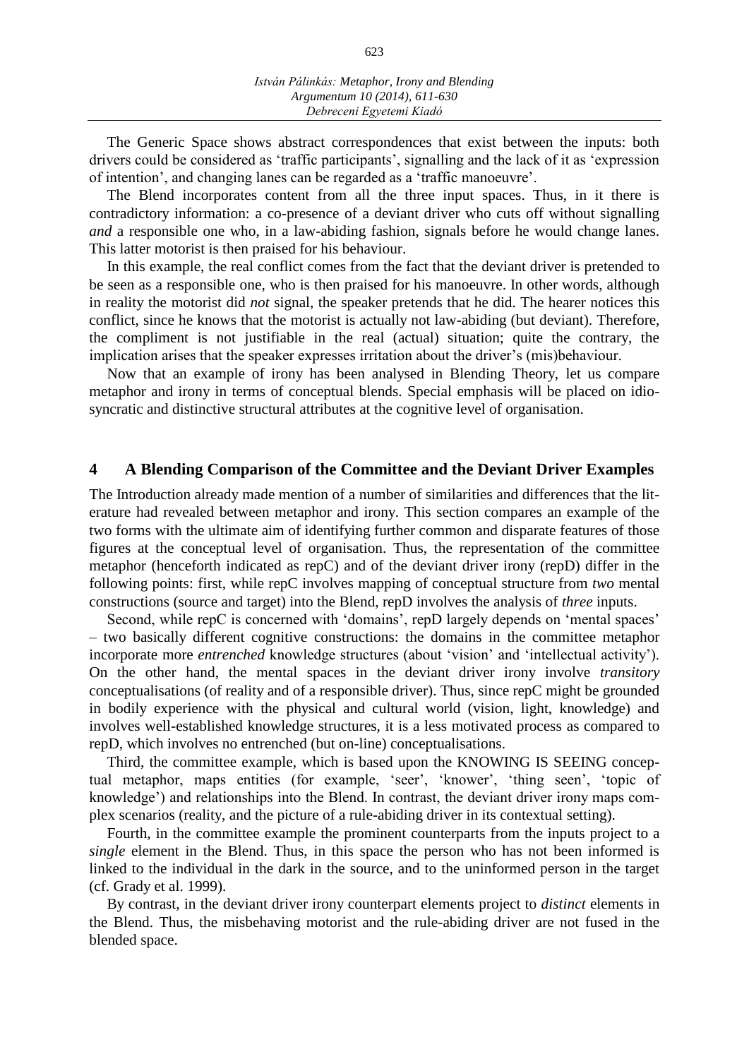The Generic Space shows abstract correspondences that exist between the inputs: both drivers could be considered as 'traffic participants', signalling and the lack of it as 'expression of intention', and changing lanes can be regarded as a 'traffic manoeuvre'.

The Blend incorporates content from all the three input spaces. Thus, in it there is contradictory information: a co-presence of a deviant driver who cuts off without signalling *and* a responsible one who, in a law-abiding fashion, signals before he would change lanes. This latter motorist is then praised for his behaviour.

In this example, the real conflict comes from the fact that the deviant driver is pretended to be seen as a responsible one, who is then praised for his manoeuvre. In other words, although in reality the motorist did *not* signal, the speaker pretends that he did. The hearer notices this conflict, since he knows that the motorist is actually not law-abiding (but deviant). Therefore, the compliment is not justifiable in the real (actual) situation; quite the contrary, the implication arises that the speaker expresses irritation about the driver's (mis)behaviour.

Now that an example of irony has been analysed in Blending Theory, let us compare metaphor and irony in terms of conceptual blends. Special emphasis will be placed on idiosyncratic and distinctive structural attributes at the cognitive level of organisation.

## 4 A Blending Comparison of the Committee and the Deviant Driver Examples

The Introduction already made mention of a number of similarities and differences that the literature had revealed between metaphor and irony. This section compares an example of the two forms with the ultimate aim of identifying further common and disparate features of those figures at the conceptual level of organisation. Thus, the representation of the committee metaphor (henceforth indicated as repC) and of the deviant driver irony (repD) differ in the following points: first, while repC involves mapping of conceptual structure from *two* mental constructions (source and target) into the Blend, repD involves the analysis of *three* inputs.

Second, while repC is concerned with 'domains', repD largely depends on 'mental spaces' – two basically different cognitive constructions: the domains in the committee metaphor incorporate more *entrenched* knowledge structures (about 'vision' and 'intellectual activity'). On the other hand, the mental spaces in the deviant driver irony involve *transitory* conceptualisations (of reality and of a responsible driver). Thus, since repC might be grounded in bodily experience with the physical and cultural world (vision, light, knowledge) and involves well-established knowledge structures, it is a less motivated process as compared to repD, which involves no entrenched (but on-line) conceptualisations.

Third, the committee example, which is based upon the KNOWING IS SEEING conceptual metaphor, maps entities (for example, 'seer', 'knower', 'thing seen', 'topic of knowledge') and relationships into the Blend. In contrast, the deviant driver irony maps complex scenarios (reality, and the picture of a rule-abiding driver in its contextual setting).

Fourth, in the committee example the prominent counterparts from the inputs project to a *single* element in the Blend. Thus, in this space the person who has not been informed is linked to the individual in the dark in the source, and to the uninformed person in the target (cf. Grady et al. 1999).

By contrast, in the deviant driver irony counterpart elements project to *distinct* elements in the Blend. Thus, the misbehaving motorist and the rule-abiding driver are not fused in the blended space.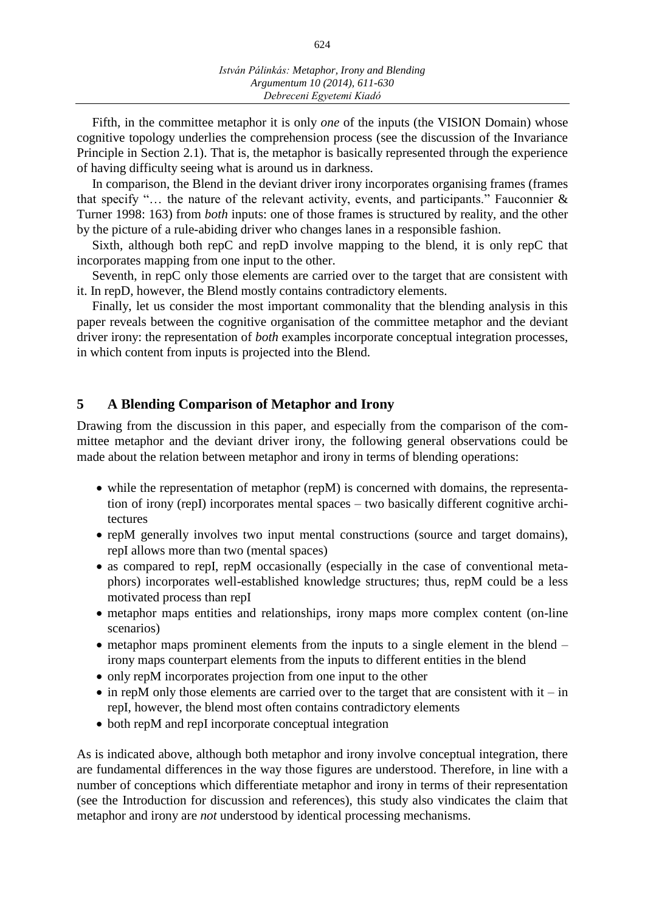Fifth, in the committee metaphor it is only *one* of the inputs (the VISION Domain) whose cognitive topology underlies the comprehension process (see the discussion of the Invariance Principle in Section 2.1). That is, the metaphor is basically represented through the experience of having difficulty seeing what is around us in darkness.

In comparison, the Blend in the deviant driver irony incorporates organising frames (frames that specify "… the nature of the relevant activity, events, and participants." Fauconnier & Turner 1998: 163) from *both* inputs: one of those frames is structured by reality, and the other by the picture of a rule-abiding driver who changes lanes in a responsible fashion.

Sixth, although both repC and repD involve mapping to the blend, it is only repC that incorporates mapping from one input to the other.

Seventh, in repC only those elements are carried over to the target that are consistent with it. In repD, however, the Blend mostly contains contradictory elements.

Finally, let us consider the most important commonality that the blending analysis in this paper reveals between the cognitive organisation of the committee metaphor and the deviant driver irony: the representation of *both* examples incorporate conceptual integration processes, in which content from inputs is projected into the Blend.

## 5 A Blending Comparison of Metaphor and Irony

Drawing from the discussion in this paper, and especially from the comparison of the committee metaphor and the deviant driver irony, the following general observations could be made about the relation between metaphor and irony in terms of blending operations:

- while the representation of metaphor (repM) is concerned with domains, the representation of irony (repI) incorporates mental spaces – two basically different cognitive architectures
- repM generally involves two input mental constructions (source and target domains), repI allows more than two (mental spaces)
- as compared to repI, repM occasionally (especially in the case of conventional metaphors) incorporates well-established knowledge structures; thus, repM could be a less motivated process than repI
- metaphor maps entities and relationships, irony maps more complex content (on-line scenarios)
- metaphor maps prominent elements from the inputs to a single element in the blend – irony maps counterpart elements from the inputs to different entities in the blend
- only repM incorporates projection from one input to the other
- in repM only those elements are carried over to the target that are consistent with it – in repI, however, the blend most often contains contradictory elements
- both repM and repI incorporate conceptual integration

As is indicated above, although both metaphor and irony involve conceptual integration, there are fundamental differences in the way those figures are understood. Therefore, in line with a number of conceptions which differentiate metaphor and irony in terms of their representation (see the Introduction for discussion and references), this study also vindicates the claim that metaphor and irony are *not* understood by identical processing mechanisms.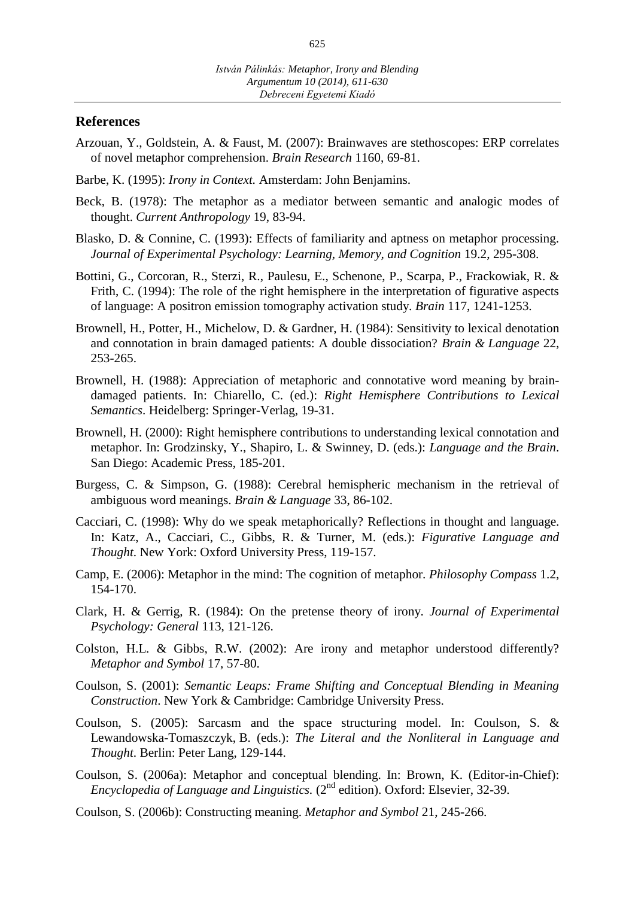## References

Arzouan, Y., Goldstein, A. & Faust, M. (2007): Brainwaves are stethoscopes: ERP correlates of novel metaphor comprehension. *Brain Research* 1160, 69-81.

Barbe, K. (1995): *Irony in Context.* Amsterdam: John Benjamins.

Beck, B. (1978): The metaphor as a mediator between semantic and analogic modes of thought. *Current Anthropology* 19, 83-94.

Blasko, D. & Connine, C. (1993): Effects of familiarity and aptness on metaphor processing. *Journal of Experimental Psychology: Learning, Memory, and Cognition* 19.2, 295-308.

Bottini, G., Corcoran, R., Sterzi, R., Paulesu, E., Schenone, P., Scarpa, P., Frackowiak, R. & Frith, C. (1994): The role of the right hemisphere in the interpretation of figurative aspects of language: A positron emission tomography activation study. *Brain* 117, 1241-1253.

Brownell, H., Potter, H., Michelow, D. & Gardner, H. (1984): Sensitivity to lexical denotation and connotation in brain damaged patients: A double dissociation? *Brain & Language* 22, 253-265.

Brownell, H. (1988): Appreciation of metaphoric and connotative word meaning by brain-damaged patients. In: Chiarello, C. (ed.): *Right Hemisphere Contributions to Lexical Semantics*. Heidelberg: Springer-Verlag, 19-31.

Brownell, H. (2000): Right hemisphere contributions to understanding lexical connotation and metaphor. In: Grodzinsky, Y., Shapiro, L. & Swinney, D. (eds.): *Language and the Brain*. San Diego: Academic Press, 185-201.

Burgess, C. & Simpson, G. (1988): Cerebral hemispheric mechanism in the retrieval of ambiguous word meanings. *Brain & Language* 33, 86-102.

Cacciari, C. (1998): Why do we speak metaphorically? Reflections in thought and language. In: Katz, A., Cacciari, C., Gibbs, R. & Turner, M. (eds.): *Figurative Language and Thought*. New York: Oxford University Press, 119-157.

Camp, E. (2006): Metaphor in the mind: The cognition of metaphor. *Philosophy Compass* 1.2, 154-170.

Clark, H. & Gerrig, R. (1984): On the pretense theory of irony. *Journal of Experimental Psychology: General* 113, 121-126.

Colston, H.L. & Gibbs, R.W. (2002): Are irony and metaphor understood differently? *Metaphor and Symbol* 17, 57-80.

Coulson, S. (2001): *Semantic Leaps: Frame Shifting and Conceptual Blending in Meaning Construction*. New York & Cambridge: Cambridge University Press.

Coulson, S. (2005): Sarcasm and the space structuring model. In: Coulson, S. & Lewandowska-Tomaszczyk, B. (eds.): *The Literal and the Nonliteral in Language and Thought*. Berlin: Peter Lang, 129-144.

Coulson, S. (2006a): Metaphor and conceptual blending. In: Brown, K. (Editor-in-Chief): *Encyclopedia of Language and Linguistics.* (2nd edition). Oxford: Elsevier, 32-39.

Coulson, S. (2006b): Constructing meaning. *Metaphor and Symbol* 21, 245-266.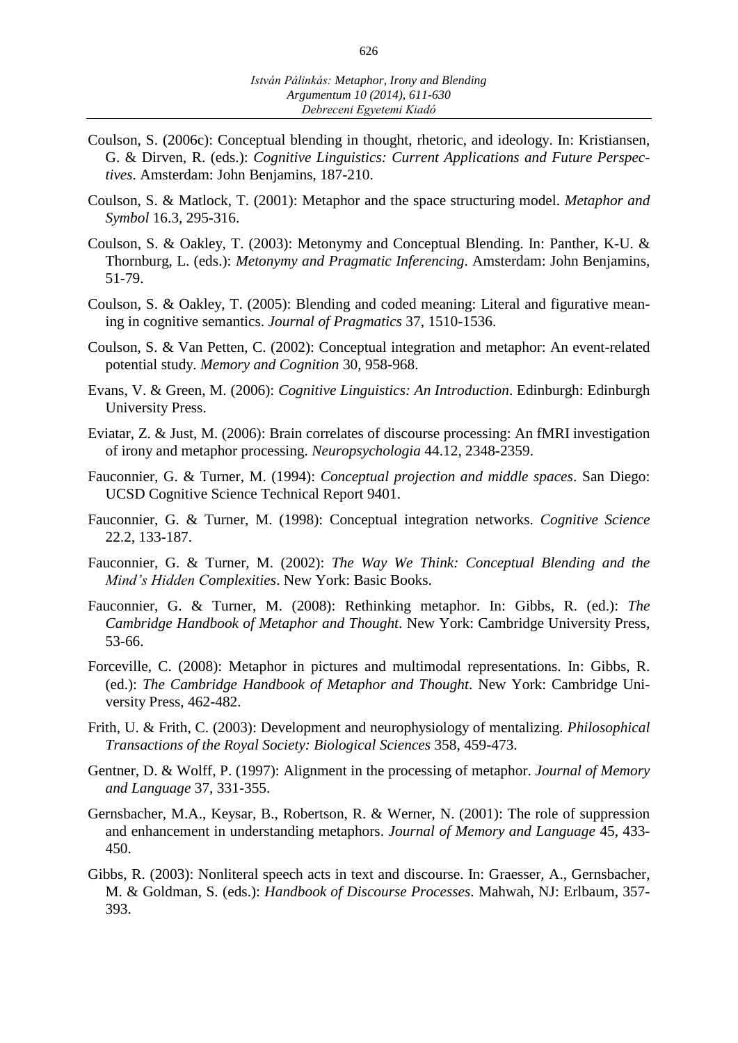Coulson, S. (2006c): Conceptual blending in thought, rhetoric, and ideology. In: Kristiansen, G. & Dirven, R. (eds.): *Cognitive Linguistics: Current Applications and Future Perspectives*. Amsterdam: John Benjamins, 187-210.

Coulson, S. & Matlock, T. (2001): Metaphor and the space structuring model. *Metaphor and Symbol* 16.3, 295-316.

Coulson, S. & Oakley, T. (2003): Metonymy and Conceptual Blending. In: Panther, K-U. & Thornburg, L. (eds.): *Metonymy and Pragmatic Inferencing*. Amsterdam: John Benjamins, 51-79.

Coulson, S. & Oakley, T. (2005): Blending and coded meaning: Literal and figurative meaning in cognitive semantics. *Journal of Pragmatics* 37, 1510-1536.

Coulson, S. & Van Petten, C. (2002): Conceptual integration and metaphor: An event-related potential study. *Memory and Cognition* 30, 958-968.

Evans, V. & Green, M. (2006): *Cognitive Linguistics: An Introduction*. Edinburgh: Edinburgh University Press.

Eviatar, Z. & Just, M. (2006): Brain correlates of discourse processing: An fMRI investigation of irony and metaphor processing. *Neuropsychologia* 44.12, 2348-2359.

Fauconnier, G. & Turner, M. (1994): *Conceptual projection and middle spaces*. San Diego: UCSD Cognitive Science Technical Report 9401.

Fauconnier, G. & Turner, M. (1998): Conceptual integration networks. *Cognitive Science* 22.2, 133-187.

Fauconnier, G. & Turner, M. (2002): *The Way We Think: Conceptual Blending and the Mind's Hidden Complexities*. New York: Basic Books.

Fauconnier, G. & Turner, M. (2008): Rethinking metaphor. In: Gibbs, R. (ed.): *The Cambridge Handbook of Metaphor and Thought*. New York: Cambridge University Press, 53-66.

Forceville, C. (2008): Metaphor in pictures and multimodal representations. In: Gibbs, R. (ed.): *The Cambridge Handbook of Metaphor and Thought*. New York: Cambridge University Press, 462-482.

Frith, U. & Frith, C. (2003): Development and neurophysiology of mentalizing. *Philosophical Transactions of the Royal Society: Biological Sciences* 358, 459-473.

Gentner, D. & Wolff, P. (1997): Alignment in the processing of metaphor. *Journal of Memory and Language* 37, 331-355.

Gernsbacher, M.A., Keysar, B., Robertson, R. & Werner, N. (2001): The role of suppression and enhancement in understanding metaphors. *Journal of Memory and Language* 45, 433-450.

Gibbs, R. (2003): Nonliteral speech acts in text and discourse. In: Graesser, A., Gernsbacher, M. & Goldman, S. (eds.): *Handbook of Discourse Processes*. Mahwah, NJ: Erlbaum, 357-393.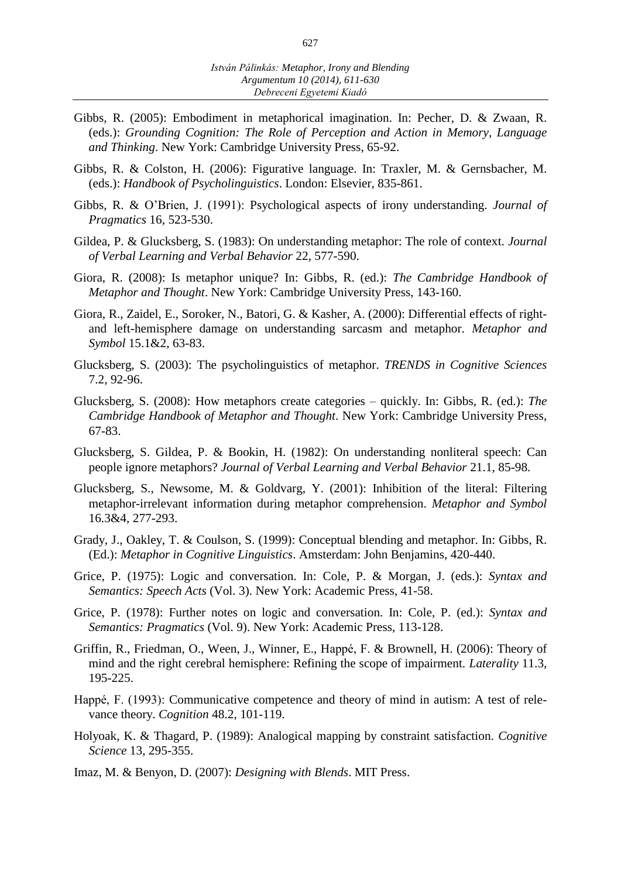Gibbs, R. (2005): Embodiment in metaphorical imagination. In: Pecher, D. & Zwaan, R. (eds.): *Grounding Cognition: The Role of Perception and Action in Memory, Language and Thinking*. New York: Cambridge University Press, 65-92.

Gibbs, R. & Colston, H. (2006): Figurative language. In: Traxler, M. & Gernsbacher, M. (eds.): *Handbook of Psycholinguistics*. London: Elsevier, 835-861.

Gibbs, R. & O'Brien, J. (1991): Psychological aspects of irony understanding. *Journal of Pragmatics* 16, 523-530.

Gildea, P. & Glucksberg, S. (1983): On understanding metaphor: The role of context. *Journal of Verbal Learning and Verbal Behavior* 22, 577-590.

Giora, R. (2008): Is metaphor unique? In: Gibbs, R. (ed.): *The Cambridge Handbook of Metaphor and Thought*. New York: Cambridge University Press, 143-160.

Giora, R., Zaidel, E., Soroker, N., Batori, G. & Kasher, A. (2000): Differential effects of right- and left-hemisphere damage on understanding sarcasm and metaphor. *Metaphor and Symbol* 15.1&2, 63-83.

Glucksberg, S. (2003): The psycholinguistics of metaphor. *TRENDS in Cognitive Sciences* 7.2, 92-96.

Glucksberg, S. (2008): How metaphors create categories – quickly. In: Gibbs, R. (ed.): *The Cambridge Handbook of Metaphor and Thought*. New York: Cambridge University Press, 67-83.

Glucksberg, S. Gildea, P. & Bookin, H. (1982): On understanding nonliteral speech: Can people ignore metaphors? *Journal of Verbal Learning and Verbal Behavior* 21.1, 85-98.

Glucksberg, S., Newsome, M. & Goldvarg, Y. (2001): Inhibition of the literal: Filtering metaphor-irrelevant information during metaphor comprehension. *Metaphor and Symbol* 16.3&4, 277-293.

Grady, J., Oakley, T. & Coulson, S. (1999): Conceptual blending and metaphor. In: Gibbs, R. (Ed.): *Metaphor in Cognitive Linguistics*. Amsterdam: John Benjamins, 420-440.

Grice, P. (1975): Logic and conversation. In: Cole, P. & Morgan, J. (eds.): *Syntax and Semantics: Speech Acts* (Vol. 3). New York: Academic Press, 41-58.

Grice, P. (1978): Further notes on logic and conversation. In: Cole, P. (ed.): *Syntax and Semantics: Pragmatics* (Vol. 9). New York: Academic Press, 113-128.

Griffin, R., Friedman, O., Ween, J., Winner, E., Happé, F. & Brownell, H. (2006): Theory of mind and the right cerebral hemisphere: Refining the scope of impairment. *Laterality* 11.3, 195-225.

Happé, F. (1993): Communicative competence and theory of mind in autism: A test of relevance theory. *Cognition* 48.2, 101-119.

Holyoak, K. & Thagard, P. (1989): Analogical mapping by constraint satisfaction. *Cognitive Science* 13, 295-355.

Imaz, M. & Benyon, D. (2007): *Designing with Blends*. MIT Press.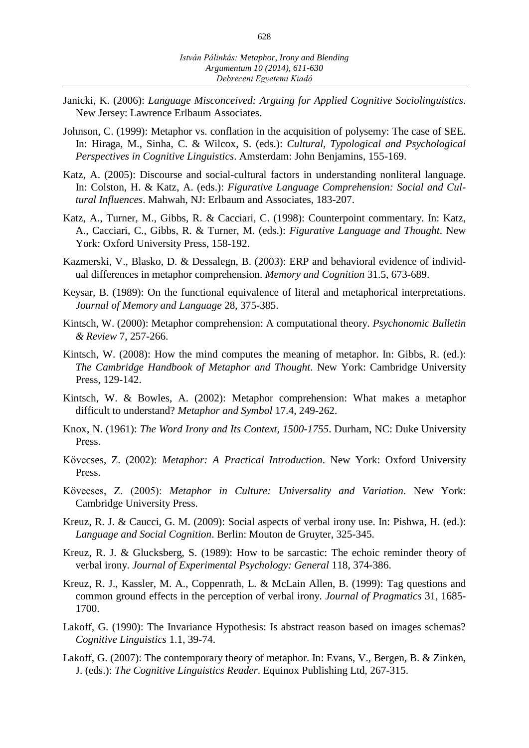Janicki, K. (2006): *Language Misconceived: Arguing for Applied Cognitive Sociolinguistics*. New Jersey: Lawrence Erlbaum Associates.

Johnson, C. (1999): Metaphor vs. conflation in the acquisition of polysemy: The case of SEE. In: Hiraga, M., Sinha, C. & Wilcox, S. (eds.): *Cultural, Typological and Psychological Perspectives in Cognitive Linguistics*. Amsterdam: John Benjamins, 155-169.

Katz, A. (2005): Discourse and social-cultural factors in understanding nonliteral language. In: Colston, H. & Katz, A. (eds.): *Figurative Language Comprehension: Social and Cultural Influences*. Mahwah, NJ: Erlbaum and Associates, 183-207.

Katz, A., Turner, M., Gibbs, R. & Cacciari, C. (1998): Counterpoint commentary. In: Katz, A., Cacciari, C., Gibbs, R. & Turner, M. (eds.): *Figurative Language and Thought*. New York: Oxford University Press, 158-192.

Kazmerski, V., Blasko, D. & Dessalegn, B. (2003): ERP and behavioral evidence of individual differences in metaphor comprehension. *Memory and Cognition* 31.5, 673-689.

Keysar, B. (1989): On the functional equivalence of literal and metaphorical interpretations. *Journal of Memory and Language* 28, 375-385.

Kintsch, W. (2000): Metaphor comprehension: A computational theory. *Psychonomic Bulletin & Review* 7, 257-266.

Kintsch, W. (2008): How the mind computes the meaning of metaphor. In: Gibbs, R. (ed.): *The Cambridge Handbook of Metaphor and Thought*. New York: Cambridge University Press, 129-142.

Kintsch, W. & Bowles, A. (2002): Metaphor comprehension: What makes a metaphor difficult to understand? *Metaphor and Symbol* 17.4, 249-262.

Knox, N. (1961): *The Word Irony and Its Context, 1500-1755*. Durham, NC: Duke University Press.

Kövecses, Z. (2002): *Metaphor: A Practical Introduction*. New York: Oxford University Press.

Kövecses, Z. (2005): *Metaphor in Culture: Universality and Variation*. New York: Cambridge University Press.

Kreuz, R. J. & Caucci, G. M. (2009): Social aspects of verbal irony use. In: Pishwa, H. (ed.): *Language and Social Cognition*. Berlin: Mouton de Gruyter, 325-345.

Kreuz, R. J. & Glucksberg, S. (1989): How to be sarcastic: The echoic reminder theory of verbal irony. *Journal of Experimental Psychology: General* 118, 374-386.

Kreuz, R. J., Kassler, M. A., Coppenrath, L. & McLain Allen, B. (1999): Tag questions and common ground effects in the perception of verbal irony. *Journal of Pragmatics* 31, 1685-1700.

Lakoff, G. (1990): The Invariance Hypothesis: Is abstract reason based on images schemas? *Cognitive Linguistics* 1.1, 39-74.

Lakoff, G. (2007): The contemporary theory of metaphor. In: Evans, V., Bergen, B. & Zinken, J. (eds.): *The Cognitive Linguistics Reader*. Equinox Publishing Ltd, 267-315.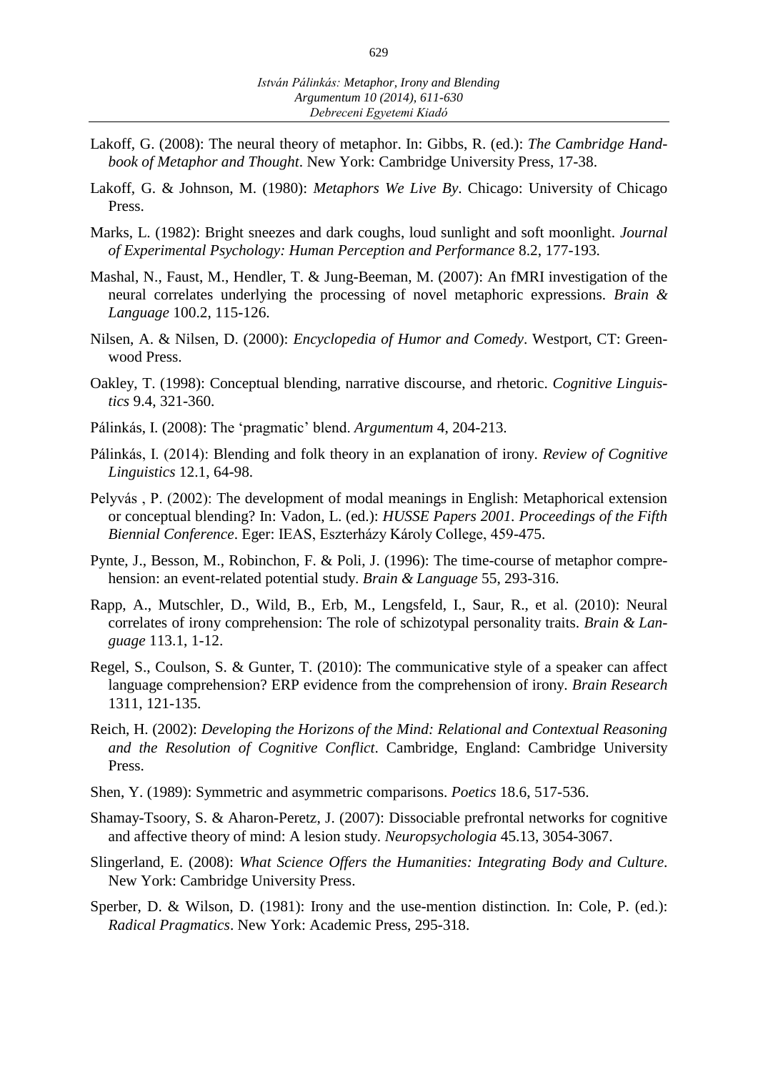Lakoff, G. (2008): The neural theory of metaphor. In: Gibbs, R. (ed.): *The Cambridge Handbook of Metaphor and Thought*. New York: Cambridge University Press, 17-38.

Lakoff, G. & Johnson, M. (1980): *Metaphors We Live By*. Chicago: University of Chicago Press.

Marks, L. (1982): Bright sneezes and dark coughs, loud sunlight and soft moonlight. *Journal of Experimental Psychology: Human Perception and Performance* 8.2, 177-193.

Mashal, N., Faust, M., Hendler, T. & Jung-Beeman, M. (2007): An fMRI investigation of the neural correlates underlying the processing of novel metaphoric expressions. *Brain & Language* 100.2, 115-126.

Nilsen, A. & Nilsen, D. (2000): *Encyclopedia of Humor and Comedy*. Westport, CT: Greenwood Press.

Oakley, T. (1998): Conceptual blending, narrative discourse, and rhetoric. *Cognitive Linguistics* 9.4, 321-360.

Pálinkás, I. (2008): The 'pragmatic' blend. *Argumentum* 4, 204-213.

Pálinkás, I. (2014): Blending and folk theory in an explanation of irony. *Review of Cognitive Linguistics* 12.1, 64-98.

Pelyvás , P. (2002): The development of modal meanings in English: Metaphorical extension or conceptual blending? In: Vadon, L. (ed.): *HUSSE Papers 2001. Proceedings of the Fifth Biennial Conference*. Eger: IEAS, Eszterházy Károly College, 459-475.

Pynte, J., Besson, M., Robinchon, F. & Poli, J. (1996): The time-course of metaphor comprehension: an event-related potential study. *Brain & Language* 55, 293-316.

Rapp, A., Mutschler, D., Wild, B., Erb, M., Lengsfeld, I., Saur, R., et al. (2010): Neural correlates of irony comprehension: The role of schizotypal personality traits. *Brain & Language* 113.1, 1-12.

Regel, S., Coulson, S. & Gunter, T. (2010): The communicative style of a speaker can affect language comprehension? ERP evidence from the comprehension of irony. *Brain Research* 1311, 121-135.

Reich, H. (2002): *Developing the Horizons of the Mind: Relational and Contextual Reasoning and the Resolution of Cognitive Conflict*. Cambridge, England: Cambridge University Press.

Shen, Y. (1989): Symmetric and asymmetric comparisons. *Poetics* 18.6, 517-536.

Shamay-Tsoory, S. & Aharon-Peretz, J. (2007): Dissociable prefrontal networks for cognitive and affective theory of mind: A lesion study. *Neuropsychologia* 45.13, 3054-3067.

Slingerland, E. (2008): *What Science Offers the Humanities: Integrating Body and Culture*. New York: Cambridge University Press.

Sperber, D. & Wilson, D. (1981): Irony and the use-mention distinction. In: Cole, P. (ed.): *Radical Pragmatics*. New York: Academic Press, 295-318.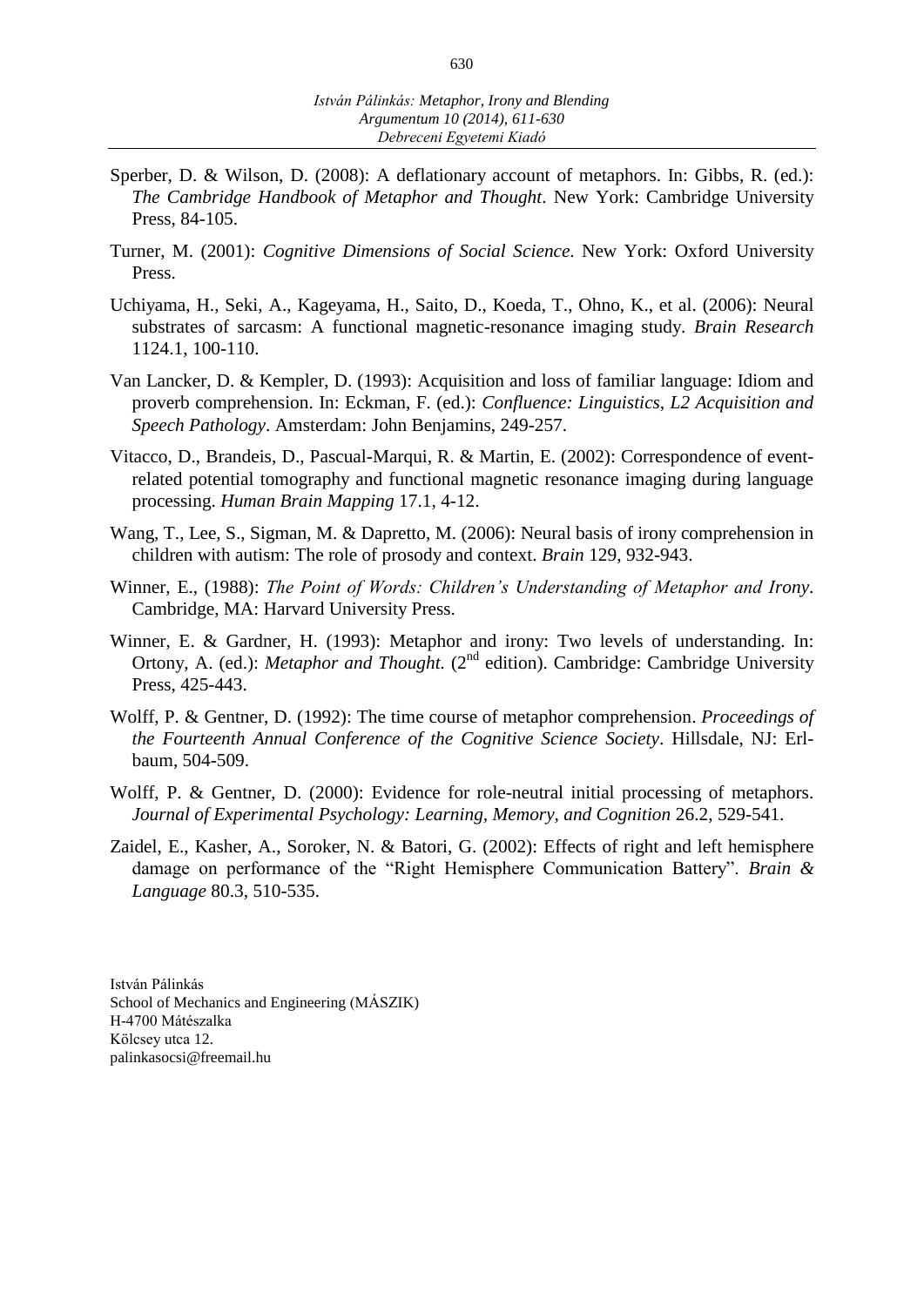Sperber, D. & Wilson, D. (2008): A deflationary account of metaphors. In: Gibbs, R. (ed.): *The Cambridge Handbook of Metaphor and Thought*. New York: Cambridge University Press, 84-105.

Turner, M. (2001): *Cognitive Dimensions of Social Science*. New York: Oxford University Press.

Uchiyama, H., Seki, A., Kageyama, H., Saito, D., Koeda, T., Ohno, K., et al. (2006): Neural substrates of sarcasm: A functional magnetic-resonance imaging study. *Brain Research* 1124.1, 100-110.

Van Lancker, D. & Kempler, D. (1993): Acquisition and loss of familiar language: Idiom and proverb comprehension. In: Eckman, F. (ed.): *Confluence: Linguistics, L2 Acquisition and Speech Pathology*. Amsterdam: John Benjamins, 249-257.

Vitacco, D., Brandeis, D., Pascual-Marqui, R. & Martin, E. (2002): Correspondence of event-related potential tomography and functional magnetic resonance imaging during language processing. *Human Brain Mapping* 17.1, 4-12.

Wang, T., Lee, S., Sigman, M. & Dapretto, M. (2006): Neural basis of irony comprehension in children with autism: The role of prosody and context. *Brain* 129, 932-943.

Winner, E., (1988): *The Point of Words: Children's Understanding of Metaphor and Irony*. Cambridge, MA: Harvard University Press.

Winner, E. & Gardner, H. (1993): Metaphor and irony: Two levels of understanding. In: Ortony, A. (ed.): *Metaphor and Thought.* (2nd edition). Cambridge: Cambridge University Press, 425-443.

Wolff, P. & Gentner, D. (1992): The time course of metaphor comprehension. *Proceedings of the Fourteenth Annual Conference of the Cognitive Science Society*. Hillsdale, NJ: Erlbaum, 504-509.

Wolff, P. & Gentner, D. (2000): Evidence for role-neutral initial processing of metaphors. *Journal of Experimental Psychology: Learning, Memory, and Cognition* 26.2, 529-541.

Zaidel, E., Kasher, A., Soroker, N. & Batori, G. (2002): Effects of right and left hemisphere damage on performance of the "Right Hemisphere Communication Battery". *Brain & Language* 80.3, 510-535.

István Pálinkás
School of Mechanics and Engineering (MÁSZIK)
H-4700 Mátészalka
Kölcsey utca 12.
palinkasocsi@freemail.hu